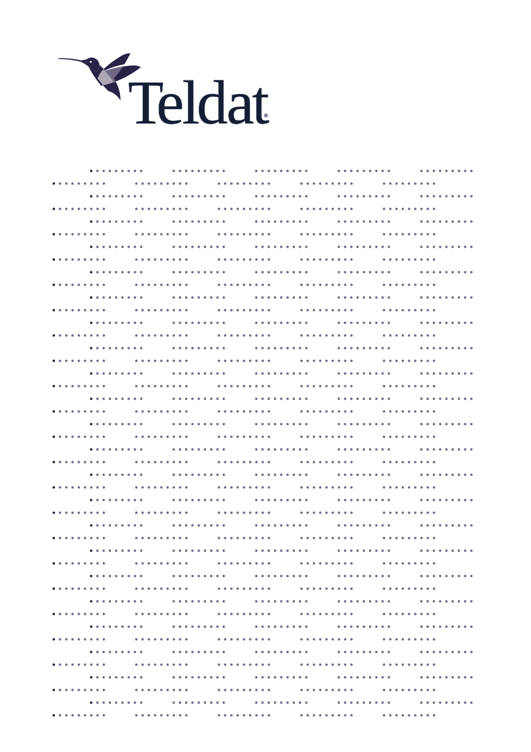Teldat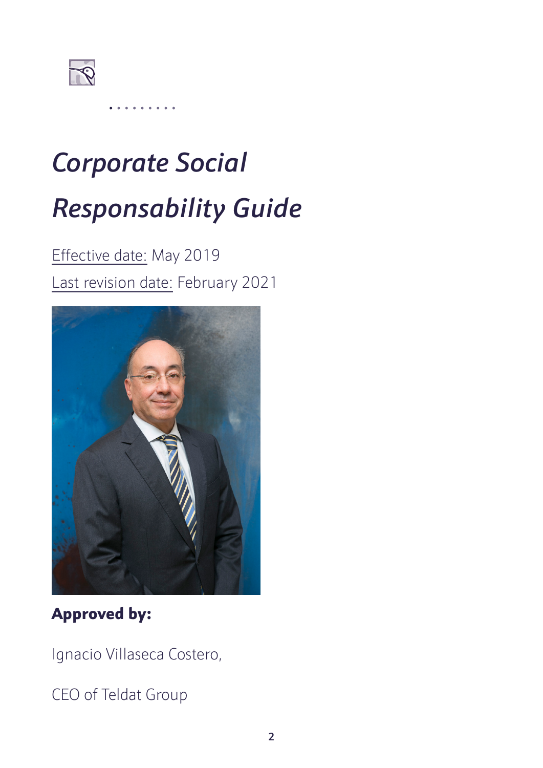# *Corporate Social Responsability Guide*

Effective date: May 2019

Last revision date: February 2021

**Approved by:**

Ignacio Villaseca Costero,

CEO of Teldat Group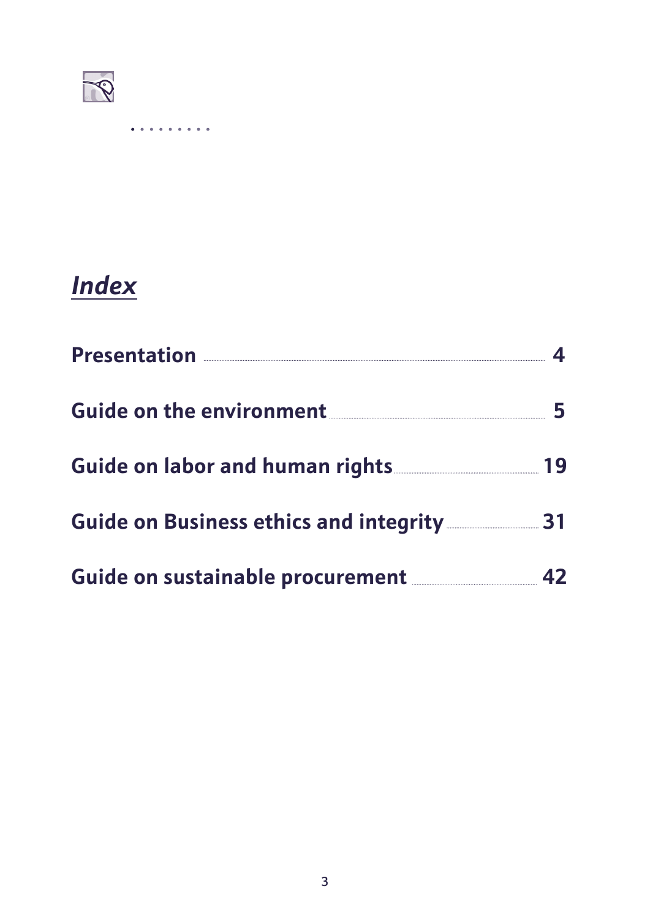# *Index*

| | |
|---|---|
| **Presentation** | **4** |
| **Guide on the environment** | **5** |
| **Guide on labor and human rights** | **19** |
| **Guide on Business ethics and integrity** | **31** |
| **Guide on sustainable procurement** | **42** |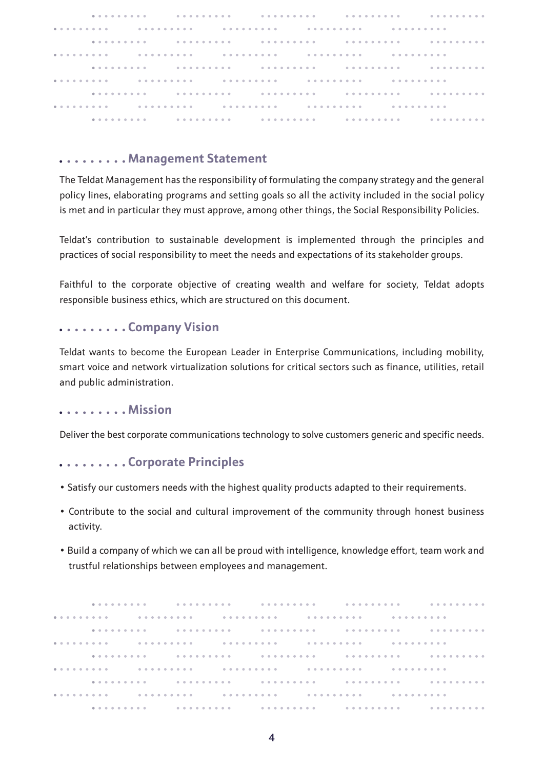## Management Statement

The Teldat Management has the responsibility of formulating the company strategy and the general policy lines, elaborating programs and setting goals so all the activity included in the social policy is met and in particular they must approve, among other things, the Social Responsibility Policies.

Teldat's contribution to sustainable development is implemented through the principles and practices of social responsibility to meet the needs and expectations of its stakeholder groups.

Faithful to the corporate objective of creating wealth and welfare for society, Teldat adopts responsible business ethics, which are structured on this document.

## Company Vision

Teldat wants to become the European Leader in Enterprise Communications, including mobility, smart voice and network virtualization solutions for critical sectors such as finance, utilities, retail and public administration.

## Mission

Deliver the best corporate communications technology to solve customers generic and specific needs.

## Corporate Principles

- Satisfy our customers needs with the highest quality products adapted to their requirements.
- Contribute to the social and cultural improvement of the community through honest business activity.
- Build a company of which we can all be proud with intelligence, knowledge effort, team work and trustful relationships between employees and management.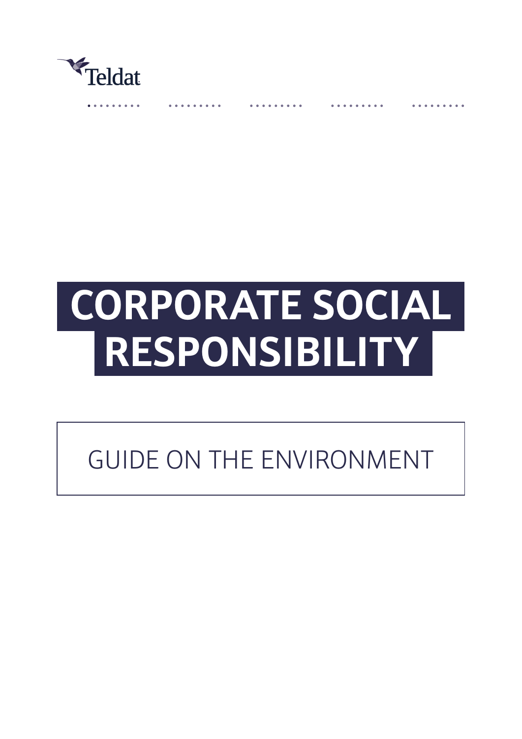Teldat

# CORPORATE SOCIAL RESPONSIBILITY

## GUIDE ON THE ENVIRONMENT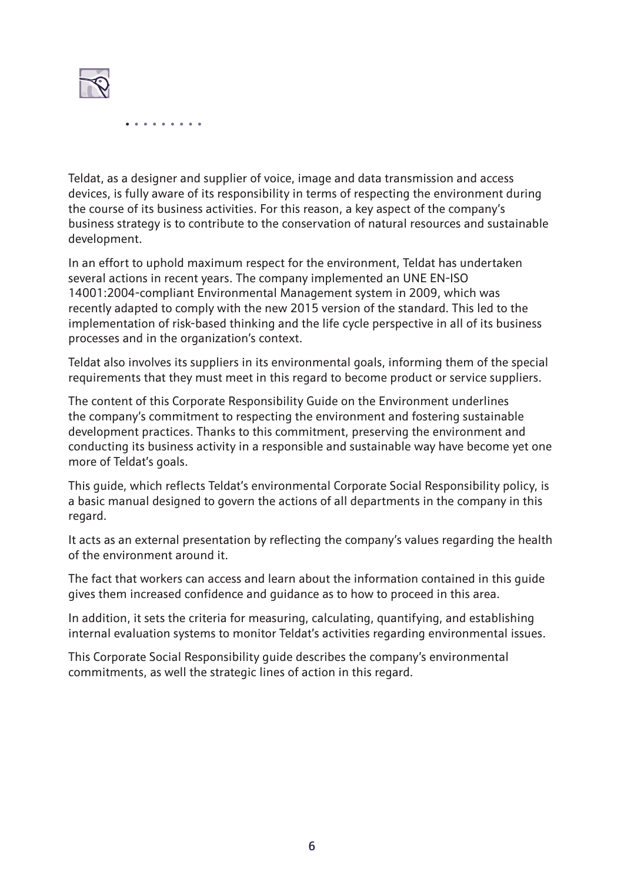Teldat, as a designer and supplier of voice, image and data transmission and access devices, is fully aware of its responsibility in terms of respecting the environment during the course of its business activities. For this reason, a key aspect of the company's business strategy is to contribute to the conservation of natural resources and sustainable development.

In an effort to uphold maximum respect for the environment, Teldat has undertaken several actions in recent years. The company implemented an UNE EN-ISO 14001:2004-compliant Environmental Management system in 2009, which was recently adapted to comply with the new 2015 version of the standard. This led to the implementation of risk-based thinking and the life cycle perspective in all of its business processes and in the organization's context.

Teldat also involves its suppliers in its environmental goals, informing them of the special requirements that they must meet in this regard to become product or service suppliers.

The content of this Corporate Responsibility Guide on the Environment underlines the company's commitment to respecting the environment and fostering sustainable development practices. Thanks to this commitment, preserving the environment and conducting its business activity in a responsible and sustainable way have become yet one more of Teldat's goals.

This guide, which reflects Teldat's environmental Corporate Social Responsibility policy, is a basic manual designed to govern the actions of all departments in the company in this regard.

It acts as an external presentation by reflecting the company's values regarding the health of the environment around it.

The fact that workers can access and learn about the information contained in this guide gives them increased confidence and guidance as to how to proceed in this area.

In addition, it sets the criteria for measuring, calculating, quantifying, and establishing internal evaluation systems to monitor Teldat's activities regarding environmental issues.

This Corporate Social Responsibility guide describes the company's environmental commitments, as well the strategic lines of action in this regard.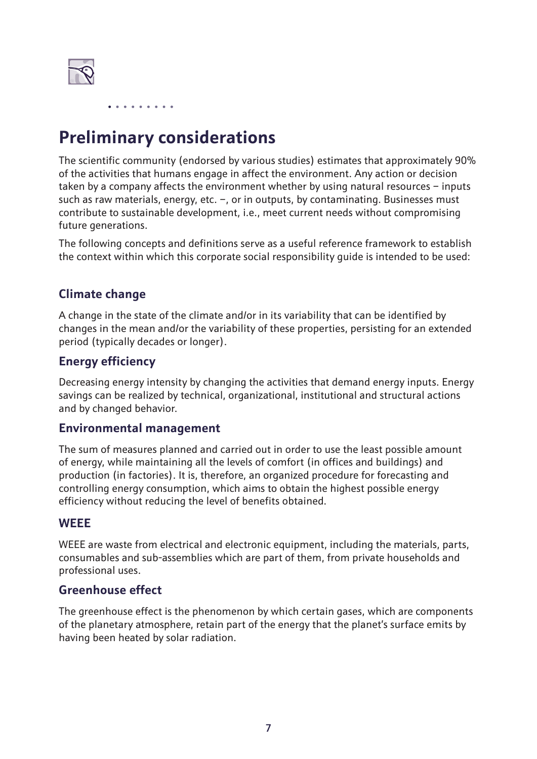# Preliminary considerations

The scientific community (endorsed by various studies) estimates that approximately 90% of the activities that humans engage in affect the environment. Any action or decision taken by a company affects the environment whether by using natural resources – inputs such as raw materials, energy, etc. –, or in outputs, by contaminating. Businesses must contribute to sustainable development, i.e., meet current needs without compromising future generations.

The following concepts and definitions serve as a useful reference framework to establish the context within which this corporate social responsibility guide is intended to be used:

### Climate change

A change in the state of the climate and/or in its variability that can be identified by changes in the mean and/or the variability of these properties, persisting for an extended period (typically decades or longer).

### Energy efficiency

Decreasing energy intensity by changing the activities that demand energy inputs. Energy savings can be realized by technical, organizational, institutional and structural actions and by changed behavior.

### Environmental management

The sum of measures planned and carried out in order to use the least possible amount of energy, while maintaining all the levels of comfort (in offices and buildings) and production (in factories). It is, therefore, an organized procedure for forecasting and controlling energy consumption, which aims to obtain the highest possible energy efficiency without reducing the level of benefits obtained.

### WEEE

WEEE are waste from electrical and electronic equipment, including the materials, parts, consumables and sub-assemblies which are part of them, from private households and professional uses.

### Greenhouse effect

The greenhouse effect is the phenomenon by which certain gases, which are components of the planetary atmosphere, retain part of the energy that the planet's surface emits by having been heated by solar radiation.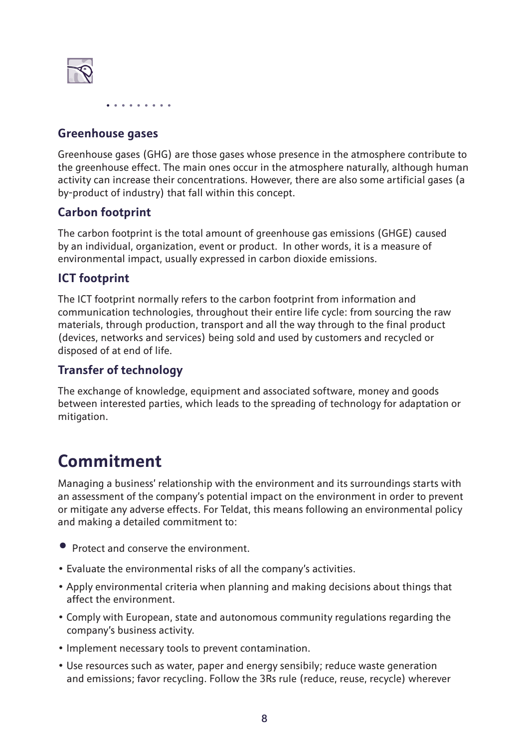### Greenhouse gases

Greenhouse gases (GHG) are those gases whose presence in the atmosphere contribute to the greenhouse effect. The main ones occur in the atmosphere naturally, although human activity can increase their concentrations. However, there are also some artificial gases (a by-product of industry) that fall within this concept.

### Carbon footprint

The carbon footprint is the total amount of greenhouse gas emissions (GHGE) caused by an individual, organization, event or product. In other words, it is a measure of environmental impact, usually expressed in carbon dioxide emissions.

### ICT footprint

The ICT footprint normally refers to the carbon footprint from information and communication technologies, throughout their entire life cycle: from sourcing the raw materials, through production, transport and all the way through to the final product (devices, networks and services) being sold and used by customers and recycled or disposed of at end of life.

### Transfer of technology

The exchange of knowledge, equipment and associated software, money and goods between interested parties, which leads to the spreading of technology for adaptation or mitigation.

## Commitment

Managing a business' relationship with the environment and its surroundings starts with an assessment of the company's potential impact on the environment in order to prevent or mitigate any adverse effects. For Teldat, this means following an environmental policy and making a detailed commitment to:

- Protect and conserve the environment.
- Evaluate the environmental risks of all the company's activities.
- Apply environmental criteria when planning and making decisions about things that affect the environment.
- Comply with European, state and autonomous community regulations regarding the company's business activity.
- Implement necessary tools to prevent contamination.
- Use resources such as water, paper and energy sensibily; reduce waste generation and emissions; favor recycling. Follow the 3Rs rule (reduce, reuse, recycle) wherever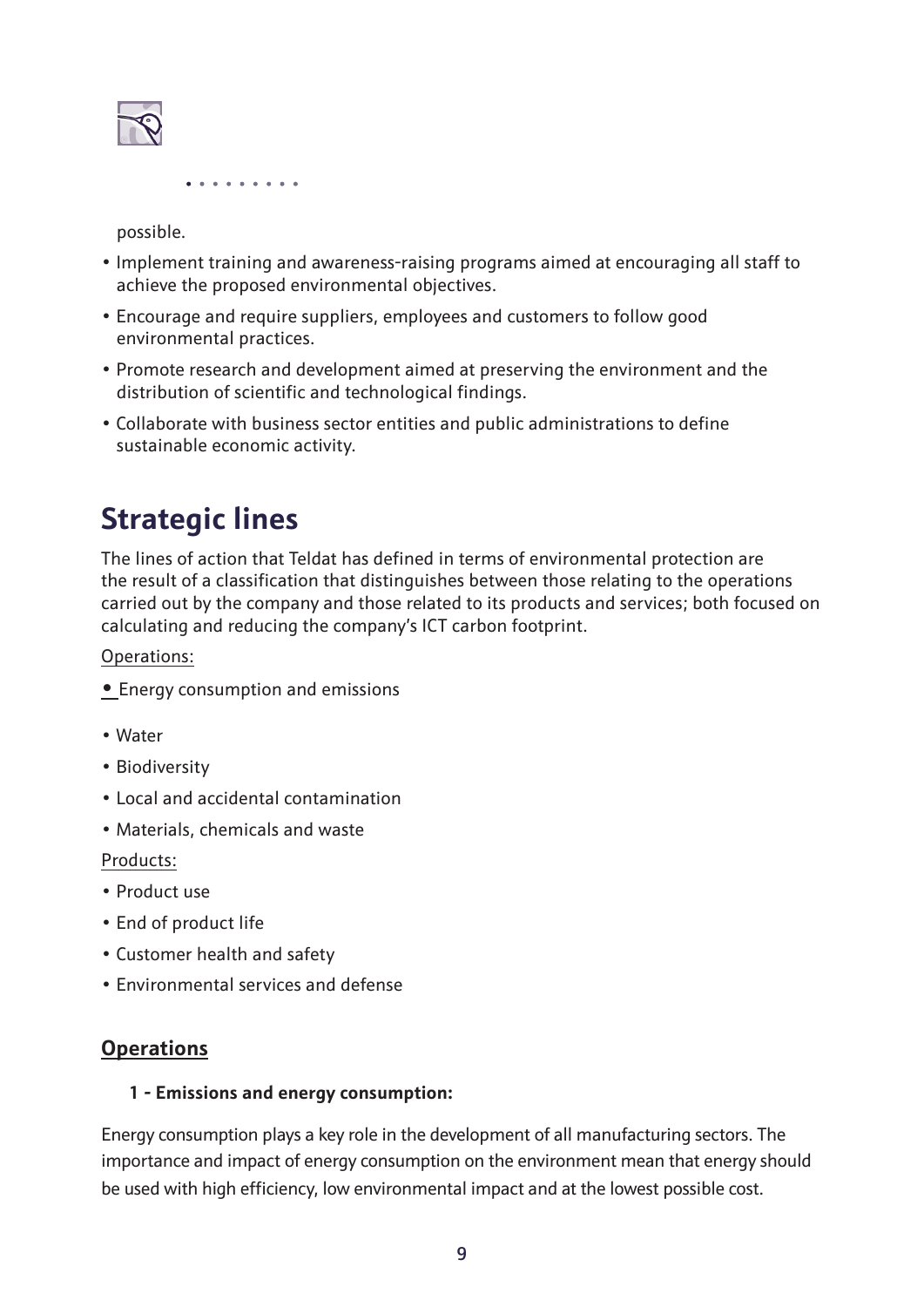possible.

- Implement training and awareness-raising programs aimed at encouraging all staff to achieve the proposed environmental objectives.
- Encourage and require suppliers, employees and customers to follow good environmental practices.
- Promote research and development aimed at preserving the environment and the distribution of scientific and technological findings.
- Collaborate with business sector entities and public administrations to define sustainable economic activity.

## Strategic lines

The lines of action that Teldat has defined in terms of environmental protection are the result of a classification that distinguishes between those relating to the operations carried out by the company and those related to its products and services; both focused on calculating and reducing the company's ICT carbon footprint.

Operations:

- Energy consumption and emissions
- Water
- Biodiversity
- Local and accidental contamination
- Materials, chemicals and waste

Products:

- Product use
- End of product life
- Customer health and safety
- Environmental services and defense

### Operations

**1 - Emissions and energy consumption:**

Energy consumption plays a key role in the development of all manufacturing sectors. The importance and impact of energy consumption on the environment mean that energy should be used with high efficiency, low environmental impact and at the lowest possible cost.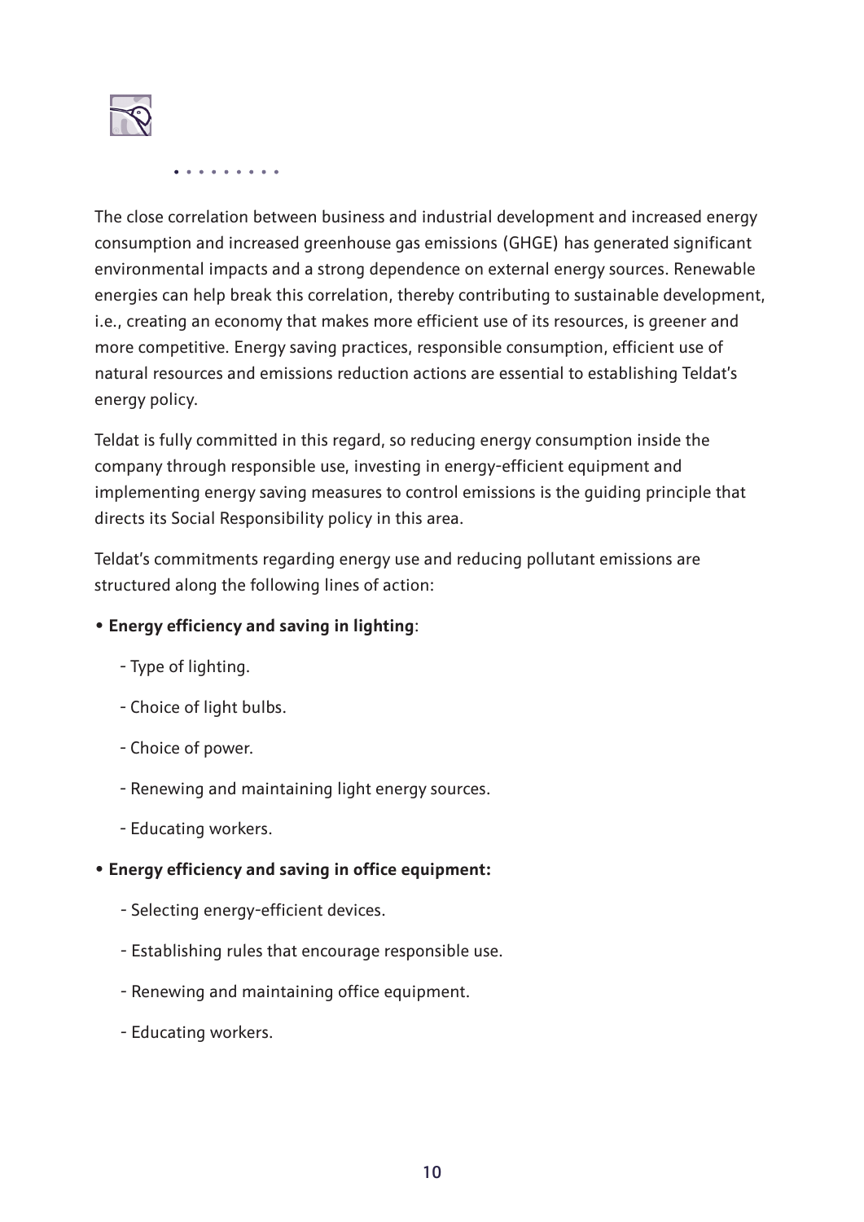The close correlation between business and industrial development and increased energy consumption and increased greenhouse gas emissions (GHGE) has generated significant environmental impacts and a strong dependence on external energy sources. Renewable energies can help break this correlation, thereby contributing to sustainable development, i.e., creating an economy that makes more efficient use of its resources, is greener and more competitive. Energy saving practices, responsible consumption, efficient use of natural resources and emissions reduction actions are essential to establishing Teldat's energy policy.

Teldat is fully committed in this regard, so reducing energy consumption inside the company through responsible use, investing in energy-efficient equipment and implementing energy saving measures to control emissions is the guiding principle that directs its Social Responsibility policy in this area.

Teldat's commitments regarding energy use and reducing pollutant emissions are structured along the following lines of action:

- **Energy efficiency and saving in lighting**:
  - Type of lighting.
  - Choice of light bulbs.
  - Choice of power.
  - Renewing and maintaining light energy sources.
  - Educating workers.
- **Energy efficiency and saving in office equipment:**
  - Selecting energy-efficient devices.
  - Establishing rules that encourage responsible use.
  - Renewing and maintaining office equipment.
  - Educating workers.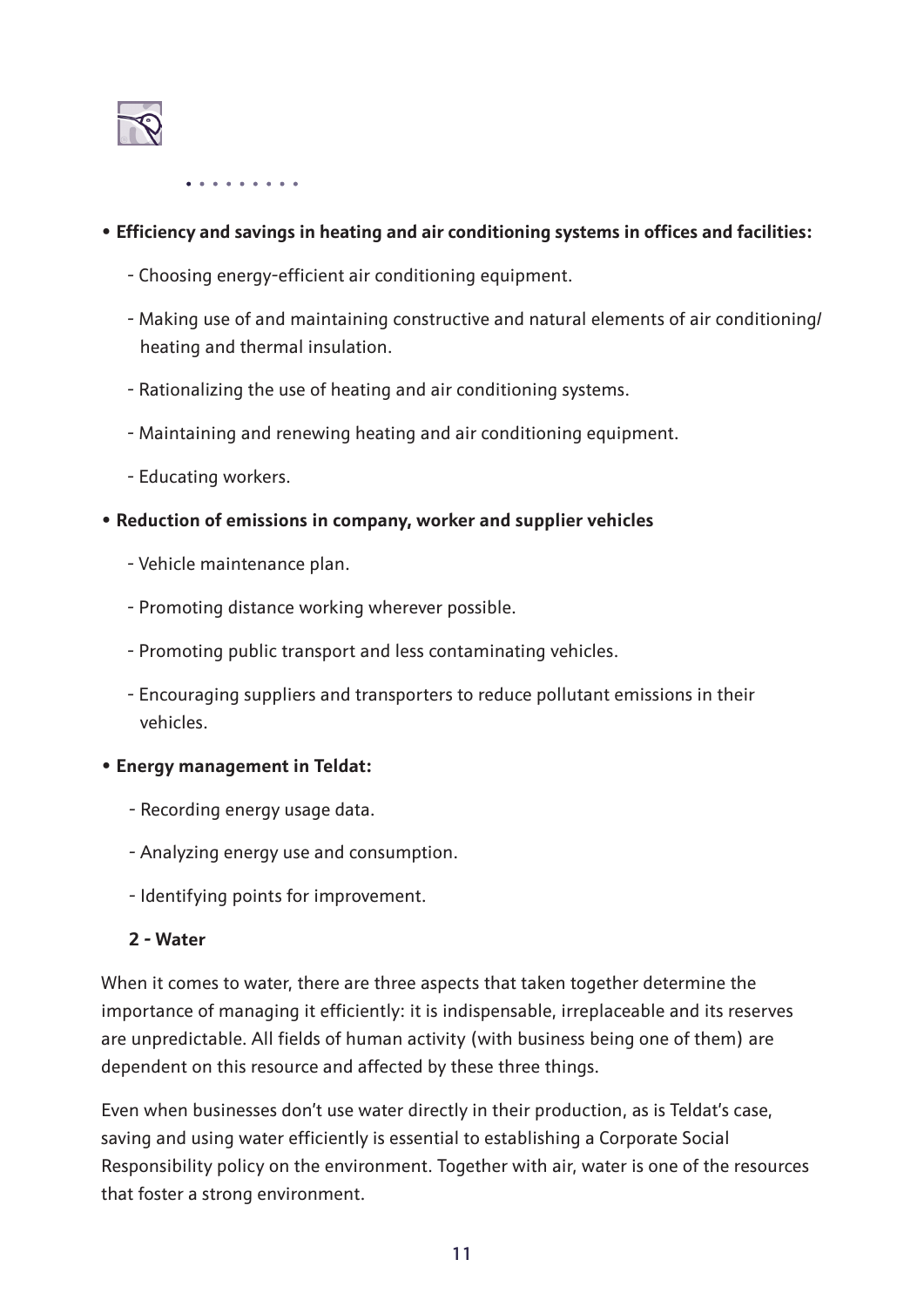- **Efficiency and savings in heating and air conditioning systems in offices and facilities:**
    - Choosing energy-efficient air conditioning equipment.
    - Making use of and maintaining constructive and natural elements of air conditioning/ heating and thermal insulation.
    - Rationalizing the use of heating and air conditioning systems.
    - Maintaining and renewing heating and air conditioning equipment.
    - Educating workers.
- **Reduction of emissions in company, worker and supplier vehicles**
    - Vehicle maintenance plan.
    - Promoting distance working wherever possible.
    - Promoting public transport and less contaminating vehicles.
    - Encouraging suppliers and transporters to reduce pollutant emissions in their vehicles.
- **Energy management in Teldat:**
    - Recording energy usage data.
    - Analyzing energy use and consumption.
    - Identifying points for improvement.

**2 - Water**

When it comes to water, there are three aspects that taken together determine the importance of managing it efficiently: it is indispensable, irreplaceable and its reserves are unpredictable. All fields of human activity (with business being one of them) are dependent on this resource and affected by these three things.

Even when businesses don't use water directly in their production, as is Teldat's case, saving and using water efficiently is essential to establishing a Corporate Social Responsibility policy on the environment. Together with air, water is one of the resources that foster a strong environment.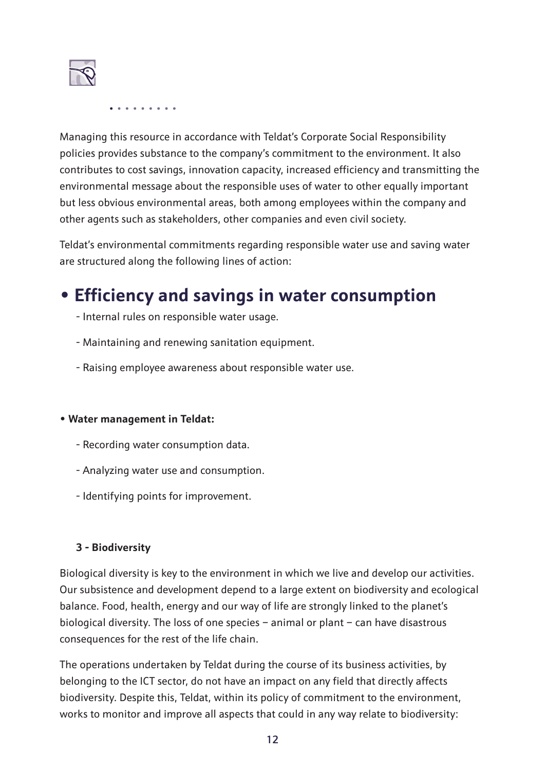Managing this resource in accordance with Teldat's Corporate Social Responsibility policies provides substance to the company's commitment to the environment. It also contributes to cost savings, innovation capacity, increased efficiency and transmitting the environmental message about the responsible uses of water to other equally important but less obvious environmental areas, both among employees within the company and other agents such as stakeholders, other companies and even civil society.

Teldat's environmental commitments regarding responsible water use and saving water are structured along the following lines of action:

## • Efficiency and savings in water consumption

- Internal rules on responsible water usage.
- Maintaining and renewing sanitation equipment.
- Raising employee awareness about responsible water use.

**• Water management in Teldat:**

- Recording water consumption data.
- Analyzing water use and consumption.
- Identifying points for improvement.

**3 - Biodiversity**

Biological diversity is key to the environment in which we live and develop our activities. Our subsistence and development depend to a large extent on biodiversity and ecological balance. Food, health, energy and our way of life are strongly linked to the planet's biological diversity. The loss of one species – animal or plant – can have disastrous consequences for the rest of the life chain.

The operations undertaken by Teldat during the course of its business activities, by belonging to the ICT sector, do not have an impact on any field that directly affects biodiversity. Despite this, Teldat, within its policy of commitment to the environment, works to monitor and improve all aspects that could in any way relate to biodiversity: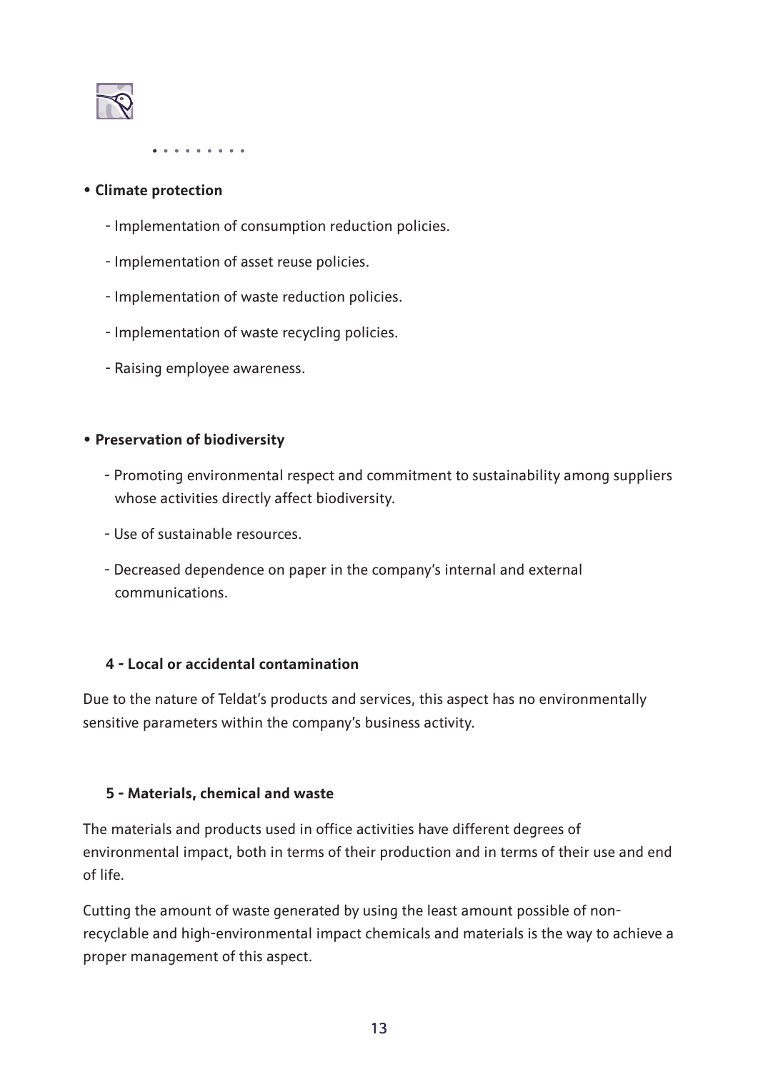- **Climate protection**
    - Implementation of consumption reduction policies.
    - Implementation of asset reuse policies.
    - Implementation of waste reduction policies.
    - Implementation of waste recycling policies.
    - Raising employee awareness.

- **Preservation of biodiversity**
    - Promoting environmental respect and commitment to sustainability among suppliers whose activities directly affect biodiversity.
    - Use of sustainable resources.
    - Decreased dependence on paper in the company's internal and external communications.

### 4 - Local or accidental contamination

Due to the nature of Teldat's products and services, this aspect has no environmentally sensitive parameters within the company's business activity.

### 5 - Materials, chemical and waste

The materials and products used in office activities have different degrees of environmental impact, both in terms of their production and in terms of their use and end of life.

Cutting the amount of waste generated by using the least amount possible of non-recyclable and high-environmental impact chemicals and materials is the way to achieve a proper management of this aspect.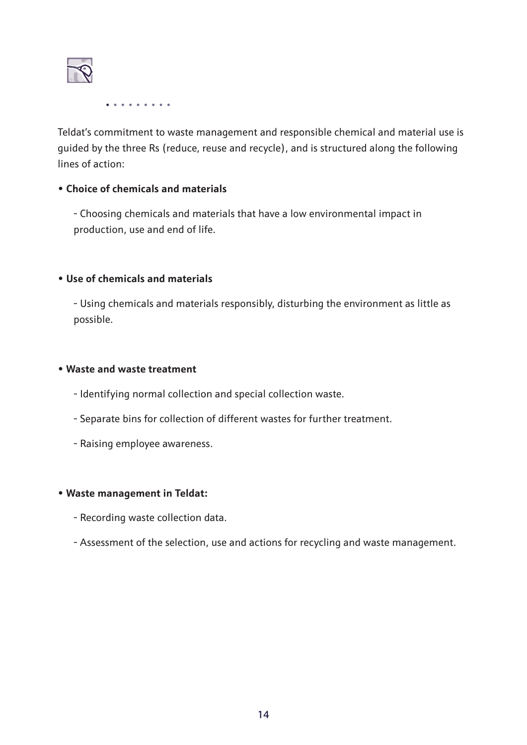Teldat's commitment to waste management and responsible chemical and material use is guided by the three Rs (reduce, reuse and recycle), and is structured along the following lines of action:

- **Choice of chemicals and materials**

  - Choosing chemicals and materials that have a low environmental impact in production, use and end of life.

- **Use of chemicals and materials**

  - Using chemicals and materials responsibly, disturbing the environment as little as possible.

- **Waste and waste treatment**

  - Identifying normal collection and special collection waste.
  - Separate bins for collection of different wastes for further treatment.
  - Raising employee awareness.

- **Waste management in Teldat:**

  - Recording waste collection data.
  - Assessment of the selection, use and actions for recycling and waste management.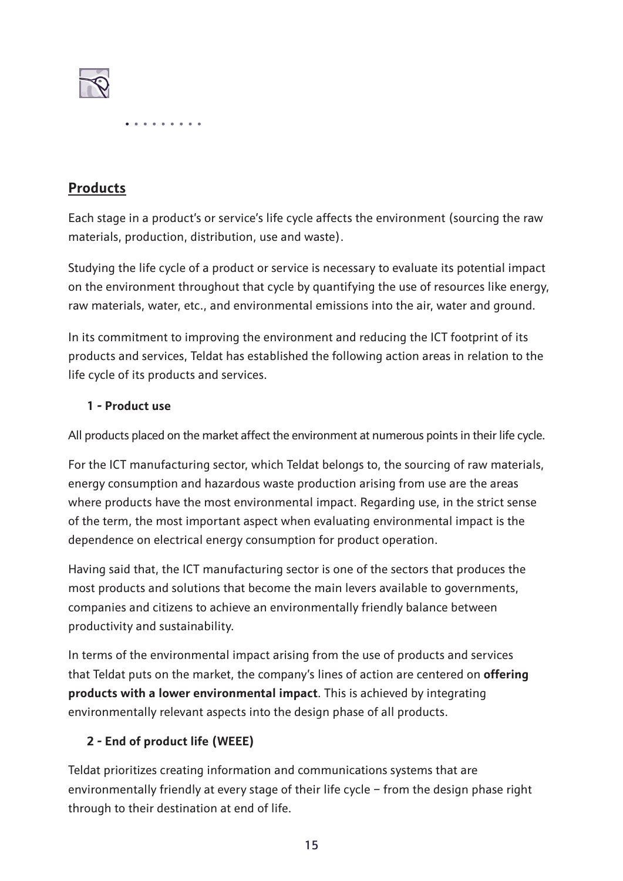## Products

Each stage in a product's or service's life cycle affects the environment (sourcing the raw materials, production, distribution, use and waste).

Studying the life cycle of a product or service is necessary to evaluate its potential impact on the environment throughout that cycle by quantifying the use of resources like energy, raw materials, water, etc., and environmental emissions into the air, water and ground.

In its commitment to improving the environment and reducing the ICT footprint of its products and services, Teldat has established the following action areas in relation to the life cycle of its products and services.

### 1 - Product use

All products placed on the market affect the environment at numerous points in their life cycle.

For the ICT manufacturing sector, which Teldat belongs to, the sourcing of raw materials, energy consumption and hazardous waste production arising from use are the areas where products have the most environmental impact. Regarding use, in the strict sense of the term, the most important aspect when evaluating environmental impact is the dependence on electrical energy consumption for product operation.

Having said that, the ICT manufacturing sector is one of the sectors that produces the most products and solutions that become the main levers available to governments, companies and citizens to achieve an environmentally friendly balance between productivity and sustainability.

In terms of the environmental impact arising from the use of products and services that Teldat puts on the market, the company's lines of action are centered on **offering products with a lower environmental impact**. This is achieved by integrating environmentally relevant aspects into the design phase of all products.

### 2 - End of product life (WEEE)

Teldat prioritizes creating information and communications systems that are environmentally friendly at every stage of their life cycle – from the design phase right through to their destination at end of life.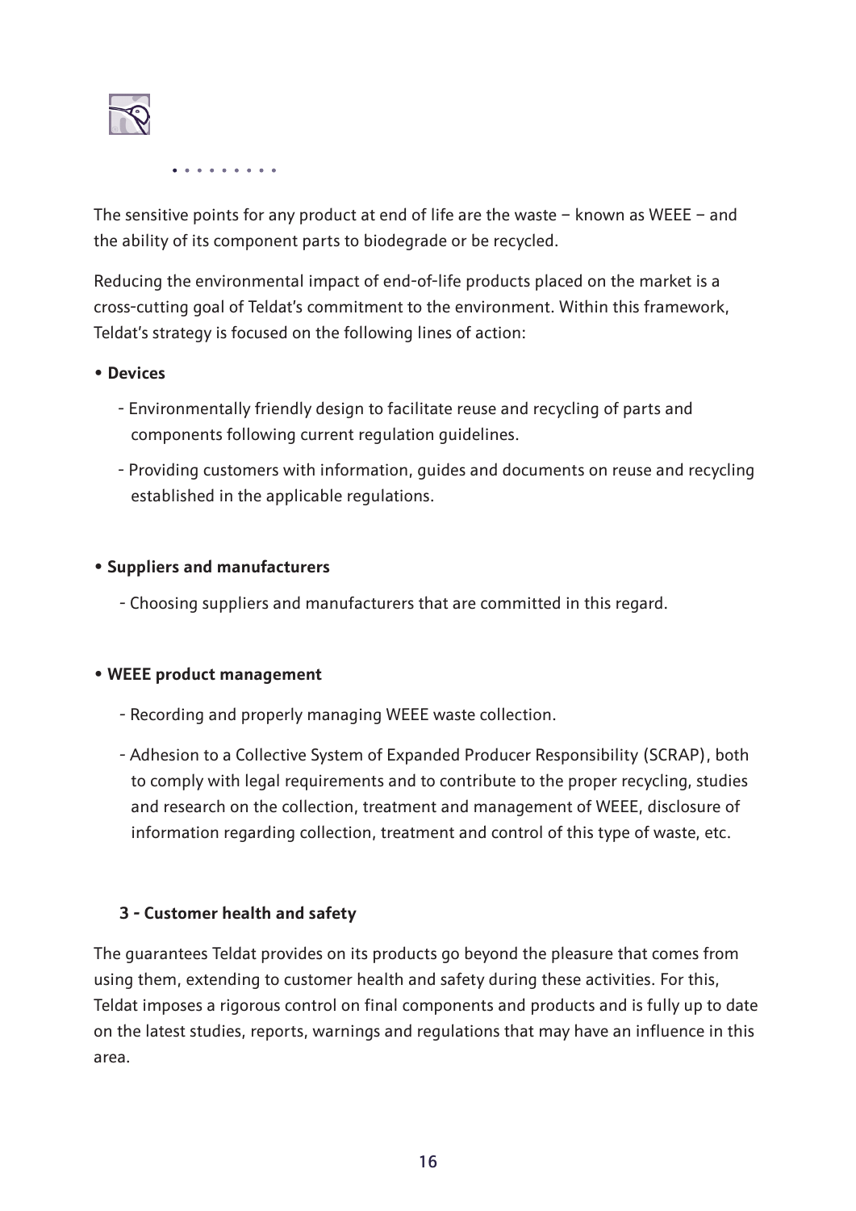The sensitive points for any product at end of life are the waste – known as WEEE – and the ability of its component parts to biodegrade or be recycled.

Reducing the environmental impact of end-of-life products placed on the market is a cross-cutting goal of Teldat's commitment to the environment. Within this framework, Teldat's strategy is focused on the following lines of action:

- **Devices**
  - Environmentally friendly design to facilitate reuse and recycling of parts and components following current regulation guidelines.
  - Providing customers with information, guides and documents on reuse and recycling established in the applicable regulations.

- **Suppliers and manufacturers**
  - Choosing suppliers and manufacturers that are committed in this regard.

- **WEEE product management**
  - Recording and properly managing WEEE waste collection.
  - Adhesion to a Collective System of Expanded Producer Responsibility (SCRAP), both to comply with legal requirements and to contribute to the proper recycling, studies and research on the collection, treatment and management of WEEE, disclosure of information regarding collection, treatment and control of this type of waste, etc.

### 3 - Customer health and safety

The guarantees Teldat provides on its products go beyond the pleasure that comes from using them, extending to customer health and safety during these activities. For this, Teldat imposes a rigorous control on final components and products and is fully up to date on the latest studies, reports, warnings and regulations that may have an influence in this area.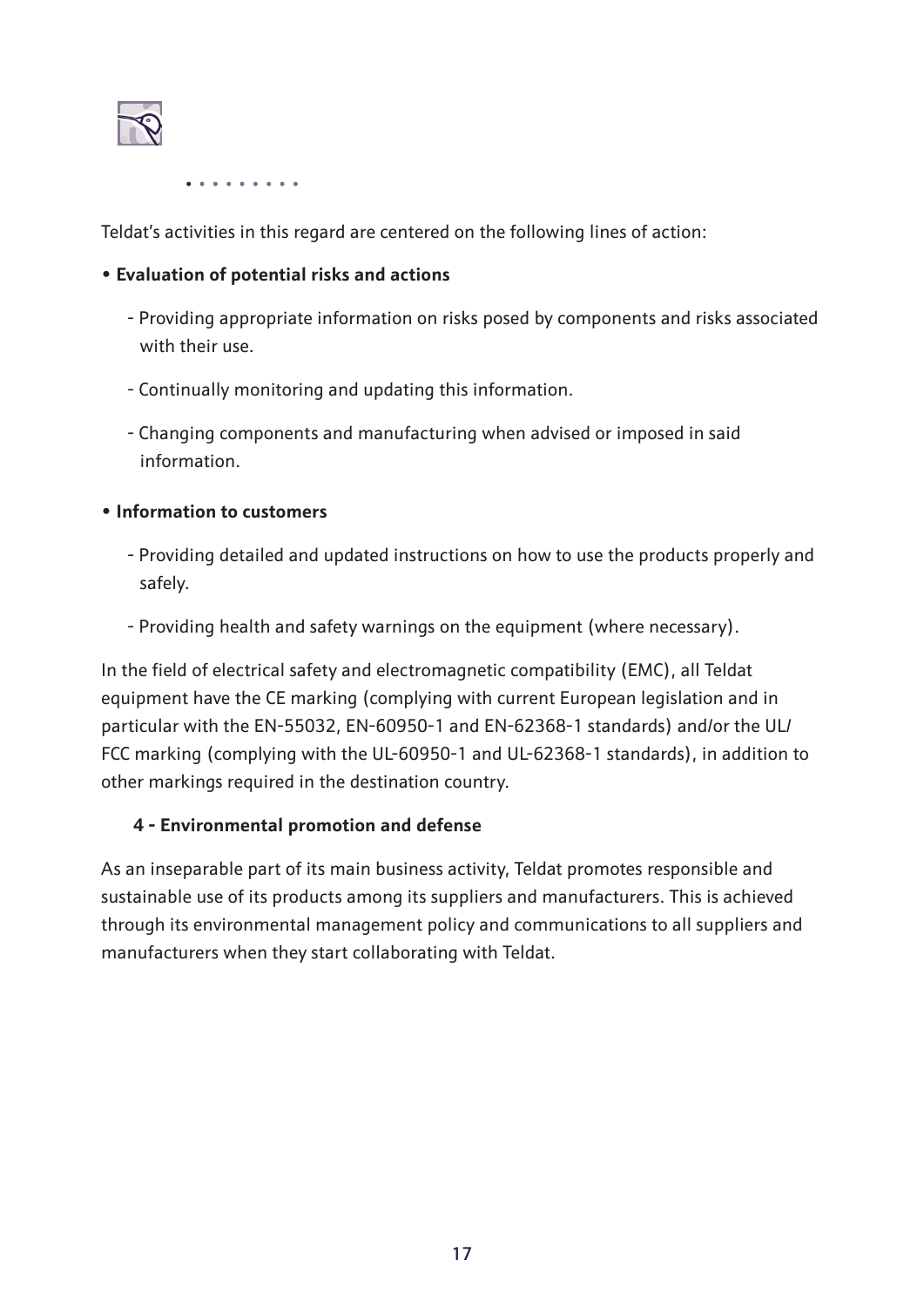Teldat's activities in this regard are centered on the following lines of action:

- **Evaluation of potential risks and actions**
  - Providing appropriate information on risks posed by components and risks associated with their use.
  - Continually monitoring and updating this information.
  - Changing components and manufacturing when advised or imposed in said information.
- **Information to customers**
  - Providing detailed and updated instructions on how to use the products properly and safely.
  - Providing health and safety warnings on the equipment (where necessary).

In the field of electrical safety and electromagnetic compatibility (EMC), all Teldat equipment have the CE marking (complying with current European legislation and in particular with the EN-55032, EN-60950-1 and EN-62368-1 standards) and/or the UL/FCC marking (complying with the UL-60950-1 and UL-62368-1 standards), in addition to other markings required in the destination country.

### 4 - Environmental promotion and defense

As an inseparable part of its main business activity, Teldat promotes responsible and sustainable use of its products among its suppliers and manufacturers. This is achieved through its environmental management policy and communications to all suppliers and manufacturers when they start collaborating with Teldat.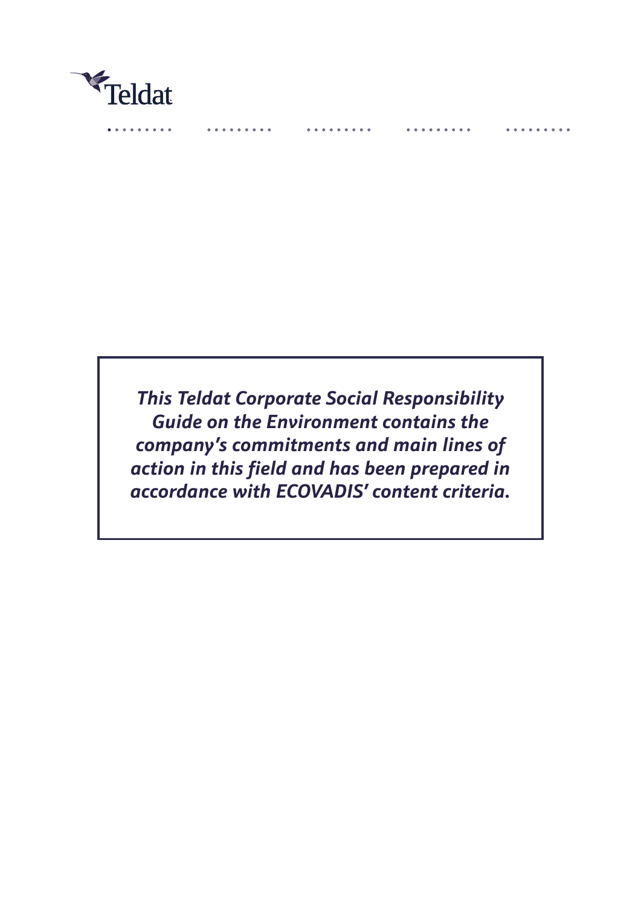***This Teldat Corporate Social Responsibility Guide on the Environment contains the company's commitments and main lines of action in this field and has been prepared in accordance with ECOVADIS' content criteria.***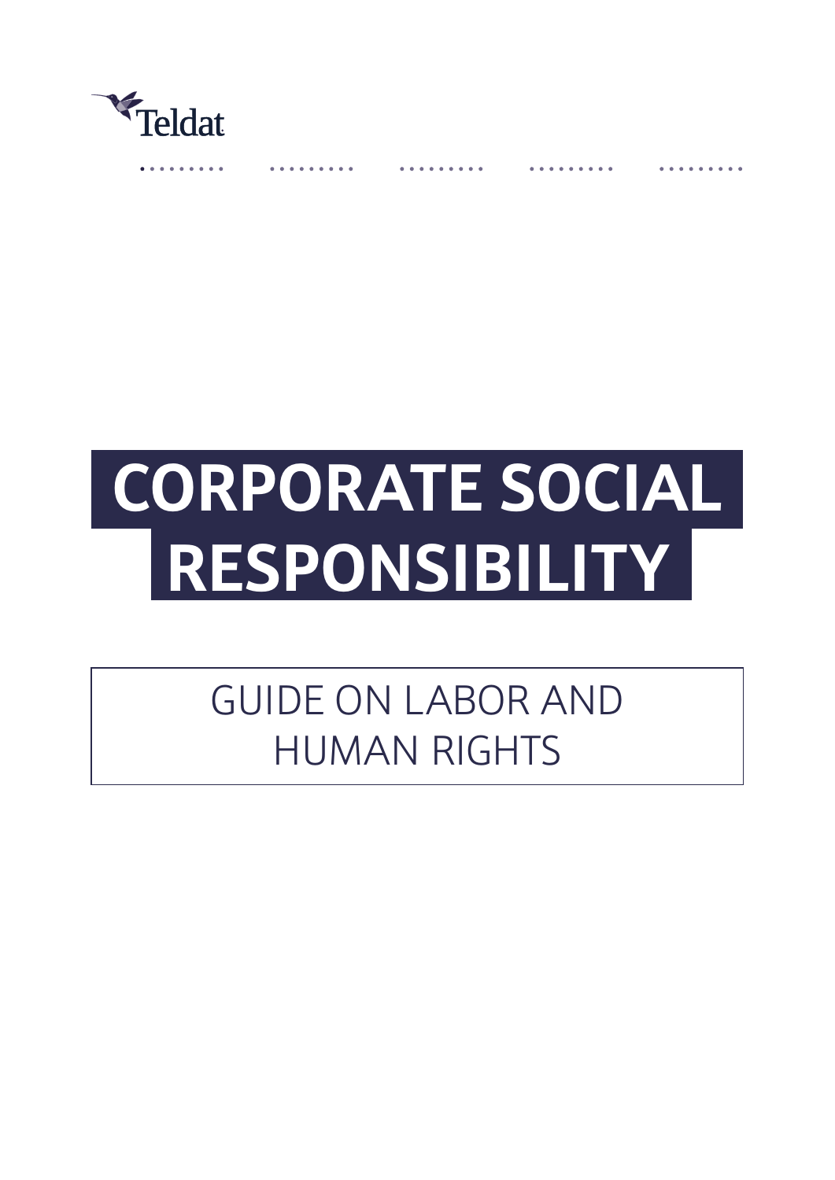# CORPORATE SOCIAL RESPONSIBILITY

## GUIDE ON LABOR AND HUMAN RIGHTS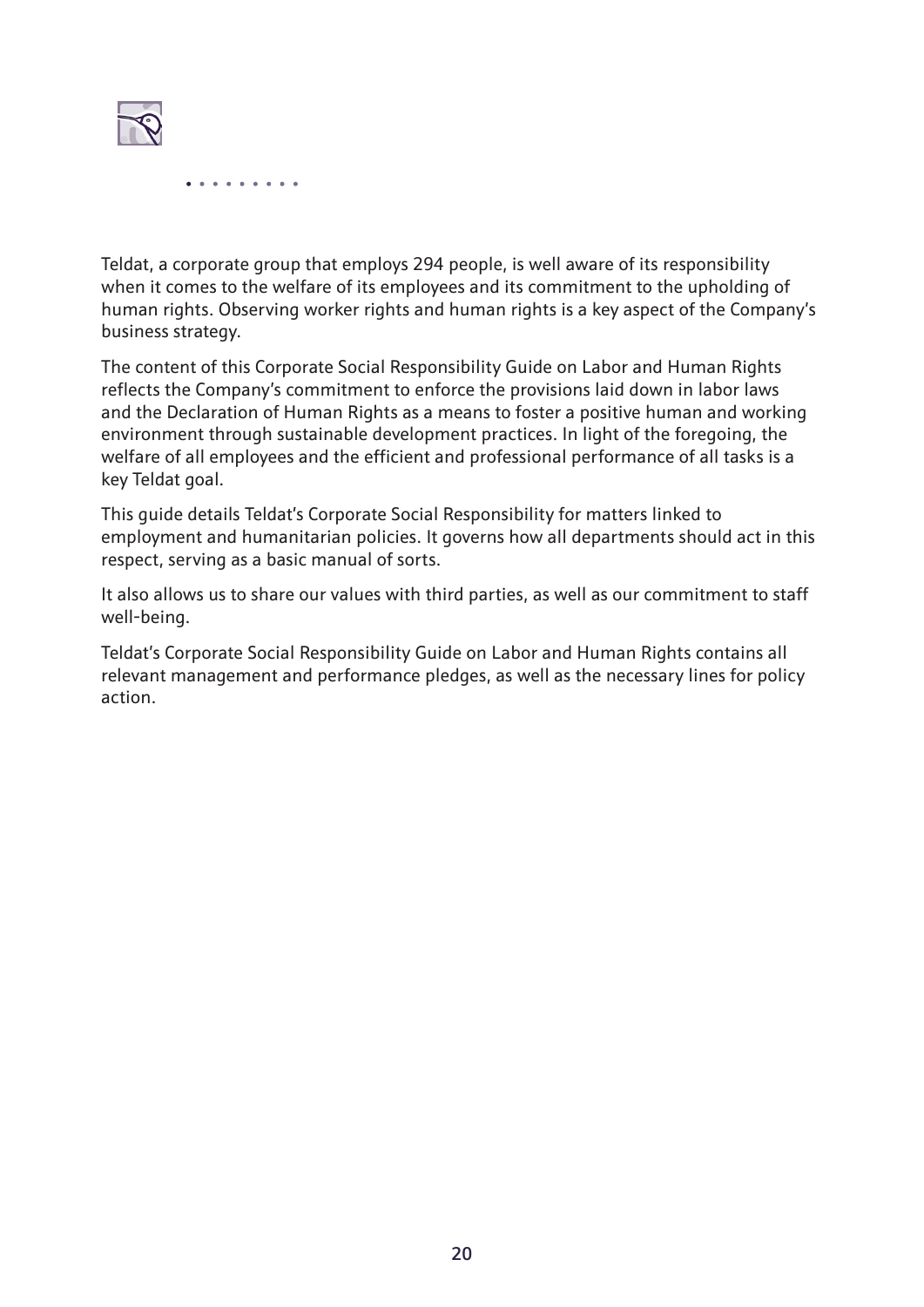Teldat, a corporate group that employs 294 people, is well aware of its responsibility when it comes to the welfare of its employees and its commitment to the upholding of human rights. Observing worker rights and human rights is a key aspect of the Company's business strategy.

The content of this Corporate Social Responsibility Guide on Labor and Human Rights reflects the Company's commitment to enforce the provisions laid down in labor laws and the Declaration of Human Rights as a means to foster a positive human and working environment through sustainable development practices. In light of the foregoing, the welfare of all employees and the efficient and professional performance of all tasks is a key Teldat goal.

This guide details Teldat's Corporate Social Responsibility for matters linked to employment and humanitarian policies. It governs how all departments should act in this respect, serving as a basic manual of sorts.

It also allows us to share our values with third parties, as well as our commitment to staff well-being.

Teldat's Corporate Social Responsibility Guide on Labor and Human Rights contains all relevant management and performance pledges, as well as the necessary lines for policy action.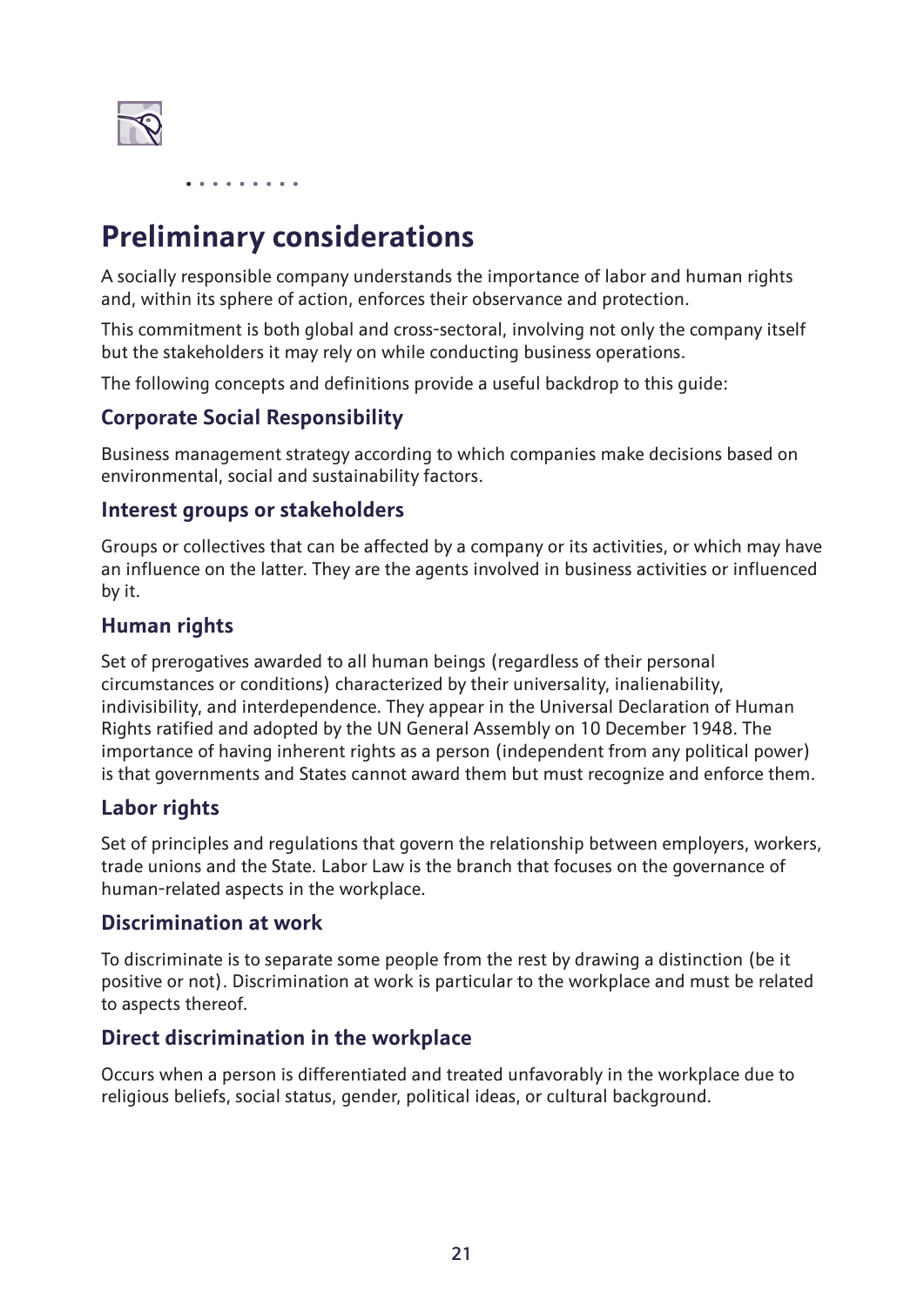# Preliminary considerations

A socially responsible company understands the importance of labor and human rights and, within its sphere of action, enforces their observance and protection.

This commitment is both global and cross-sectoral, involving not only the company itself but the stakeholders it may rely on while conducting business operations.

The following concepts and definitions provide a useful backdrop to this guide:

## Corporate Social Responsibility

Business management strategy according to which companies make decisions based on environmental, social and sustainability factors.

## Interest groups or stakeholders

Groups or collectives that can be affected by a company or its activities, or which may have an influence on the latter. They are the agents involved in business activities or influenced by it.

## Human rights

Set of prerogatives awarded to all human beings (regardless of their personal circumstances or conditions) characterized by their universality, inalienability, indivisibility, and interdependence. They appear in the Universal Declaration of Human Rights ratified and adopted by the UN General Assembly on 10 December 1948. The importance of having inherent rights as a person (independent from any political power) is that governments and States cannot award them but must recognize and enforce them.

## Labor rights

Set of principles and regulations that govern the relationship between employers, workers, trade unions and the State. Labor Law is the branch that focuses on the governance of human-related aspects in the workplace.

## Discrimination at work

To discriminate is to separate some people from the rest by drawing a distinction (be it positive or not). Discrimination at work is particular to the workplace and must be related to aspects thereof.

## Direct discrimination in the workplace

Occurs when a person is differentiated and treated unfavorably in the workplace due to religious beliefs, social status, gender, political ideas, or cultural background.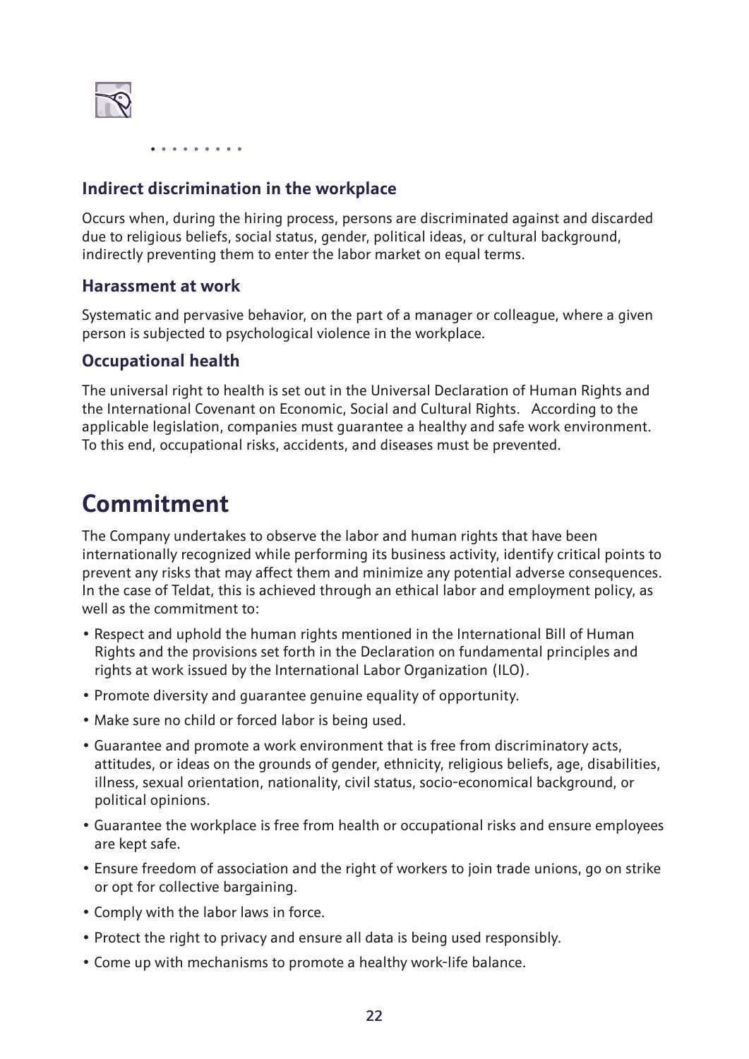### Indirect discrimination in the workplace

Occurs when, during the hiring process, persons are discriminated against and discarded due to religious beliefs, social status, gender, political ideas, or cultural background, indirectly preventing them to enter the labor market on equal terms.

### Harassment at work

Systematic and pervasive behavior, on the part of a manager or colleague, where a given person is subjected to psychological violence in the workplace.

### Occupational health

The universal right to health is set out in the Universal Declaration of Human Rights and the International Covenant on Economic, Social and Cultural Rights. According to the applicable legislation, companies must guarantee a healthy and safe work environment. To this end, occupational risks, accidents, and diseases must be prevented.

## Commitment

The Company undertakes to observe the labor and human rights that have been internationally recognized while performing its business activity, identify critical points to prevent any risks that may affect them and minimize any potential adverse consequences. In the case of Teldat, this is achieved through an ethical labor and employment policy, as well as the commitment to:

- Respect and uphold the human rights mentioned in the International Bill of Human Rights and the provisions set forth in the Declaration on fundamental principles and rights at work issued by the International Labor Organization (ILO).
- Promote diversity and guarantee genuine equality of opportunity.
- Make sure no child or forced labor is being used.
- Guarantee and promote a work environment that is free from discriminatory acts, attitudes, or ideas on the grounds of gender, ethnicity, religious beliefs, age, disabilities, illness, sexual orientation, nationality, civil status, socio-economical background, or political opinions.
- Guarantee the workplace is free from health or occupational risks and ensure employees are kept safe.
- Ensure freedom of association and the right of workers to join trade unions, go on strike or opt for collective bargaining.
- Comply with the labor laws in force.
- Protect the right to privacy and ensure all data is being used responsibly.
- Come up with mechanisms to promote a healthy work-life balance.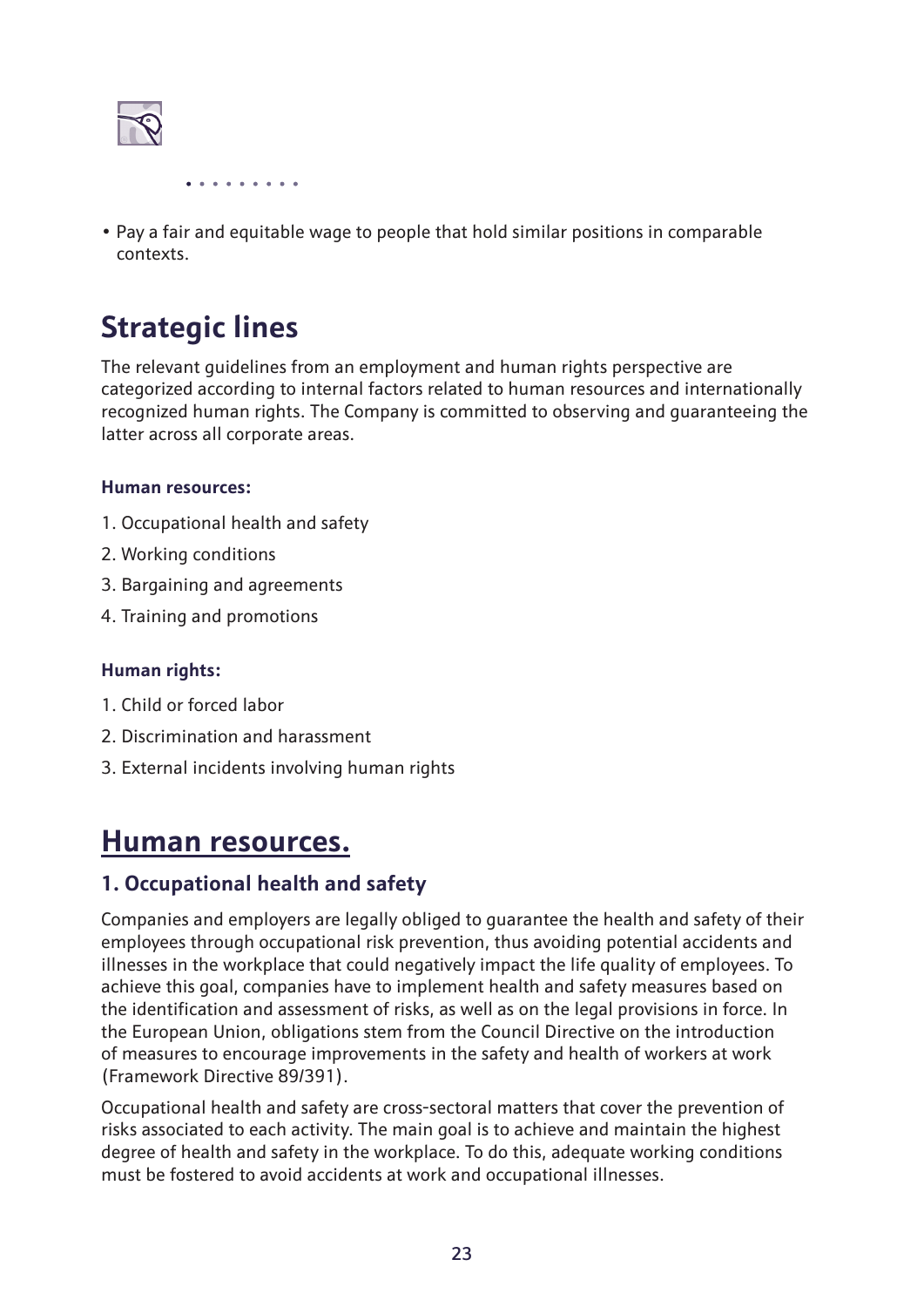- Pay a fair and equitable wage to people that hold similar positions in comparable contexts.

## Strategic lines

The relevant guidelines from an employment and human rights perspective are categorized according to internal factors related to human resources and internationally recognized human rights. The Company is committed to observing and guaranteeing the latter across all corporate areas.

**Human resources:**

1. Occupational health and safety
2. Working conditions
3. Bargaining and agreements
4. Training and promotions

**Human rights:**

1. Child or forced labor
2. Discrimination and harassment
3. External incidents involving human rights

## Human resources.

### 1. Occupational health and safety

Companies and employers are legally obliged to guarantee the health and safety of their employees through occupational risk prevention, thus avoiding potential accidents and illnesses in the workplace that could negatively impact the life quality of employees. To achieve this goal, companies have to implement health and safety measures based on the identification and assessment of risks, as well as on the legal provisions in force. In the European Union, obligations stem from the Council Directive on the introduction of measures to encourage improvements in the safety and health of workers at work (Framework Directive 89/391).

Occupational health and safety are cross-sectoral matters that cover the prevention of risks associated to each activity. The main goal is to achieve and maintain the highest degree of health and safety in the workplace. To do this, adequate working conditions must be fostered to avoid accidents at work and occupational illnesses.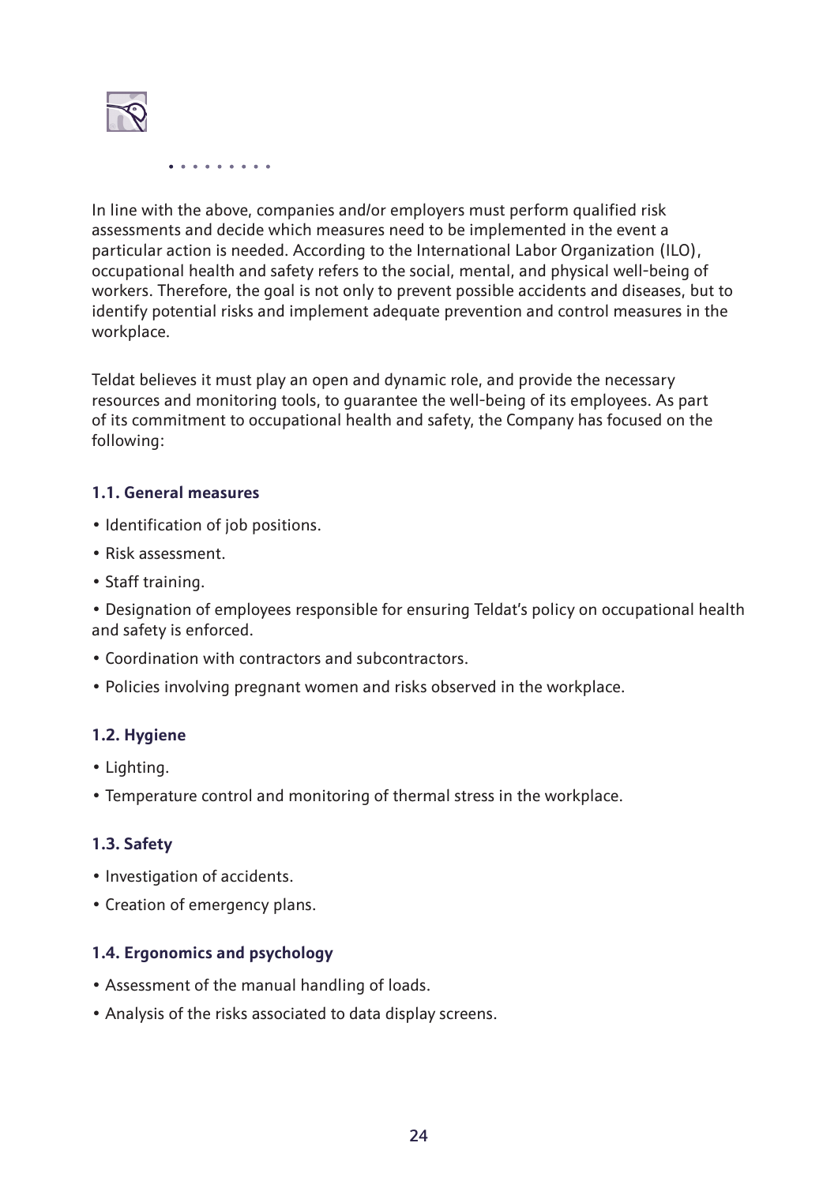In line with the above, companies and/or employers must perform qualified risk assessments and decide which measures need to be implemented in the event a particular action is needed. According to the International Labor Organization (ILO), occupational health and safety refers to the social, mental, and physical well-being of workers. Therefore, the goal is not only to prevent possible accidents and diseases, but to identify potential risks and implement adequate prevention and control measures in the workplace.

Teldat believes it must play an open and dynamic role, and provide the necessary resources and monitoring tools, to guarantee the well-being of its employees. As part of its commitment to occupational health and safety, the Company has focused on the following:

### 1.1. General measures

- Identification of job positions.
- Risk assessment.
- Staff training.
- Designation of employees responsible for ensuring Teldat's policy on occupational health and safety is enforced.
- Coordination with contractors and subcontractors.
- Policies involving pregnant women and risks observed in the workplace.

### 1.2. Hygiene

- Lighting.
- Temperature control and monitoring of thermal stress in the workplace.

### 1.3. Safety

- Investigation of accidents.
- Creation of emergency plans.

### 1.4. Ergonomics and psychology

- Assessment of the manual handling of loads.
- Analysis of the risks associated to data display screens.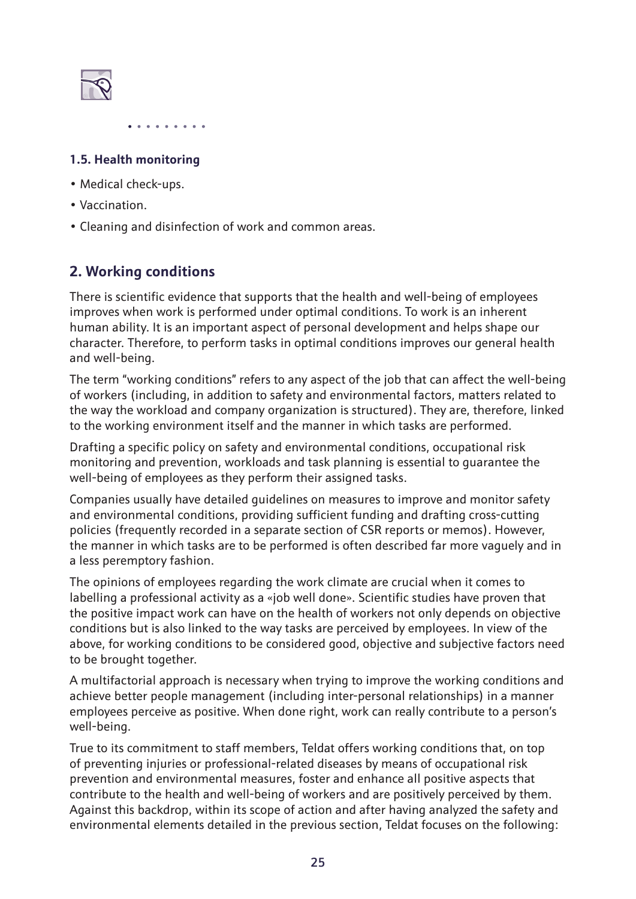### 1.5. Health monitoring

- Medical check-ups.
- Vaccination.
- Cleaning and disinfection of work and common areas.

## 2. Working conditions

There is scientific evidence that supports that the health and well-being of employees improves when work is performed under optimal conditions. To work is an inherent human ability. It is an important aspect of personal development and helps shape our character. Therefore, to perform tasks in optimal conditions improves our general health and well-being.

The term "working conditions" refers to any aspect of the job that can affect the well-being of workers (including, in addition to safety and environmental factors, matters related to the way the workload and company organization is structured). They are, therefore, linked to the working environment itself and the manner in which tasks are performed.

Drafting a specific policy on safety and environmental conditions, occupational risk monitoring and prevention, workloads and task planning is essential to guarantee the well-being of employees as they perform their assigned tasks.

Companies usually have detailed guidelines on measures to improve and monitor safety and environmental conditions, providing sufficient funding and drafting cross-cutting policies (frequently recorded in a separate section of CSR reports or memos). However, the manner in which tasks are to be performed is often described far more vaguely and in a less peremptory fashion.

The opinions of employees regarding the work climate are crucial when it comes to labelling a professional activity as a «job well done». Scientific studies have proven that the positive impact work can have on the health of workers not only depends on objective conditions but is also linked to the way tasks are perceived by employees. In view of the above, for working conditions to be considered good, objective and subjective factors need to be brought together.

A multifactorial approach is necessary when trying to improve the working conditions and achieve better people management (including inter-personal relationships) in a manner employees perceive as positive. When done right, work can really contribute to a person's well-being.

True to its commitment to staff members, Teldat offers working conditions that, on top of preventing injuries or professional-related diseases by means of occupational risk prevention and environmental measures, foster and enhance all positive aspects that contribute to the health and well-being of workers and are positively perceived by them. Against this backdrop, within its scope of action and after having analyzed the safety and environmental elements detailed in the previous section, Teldat focuses on the following: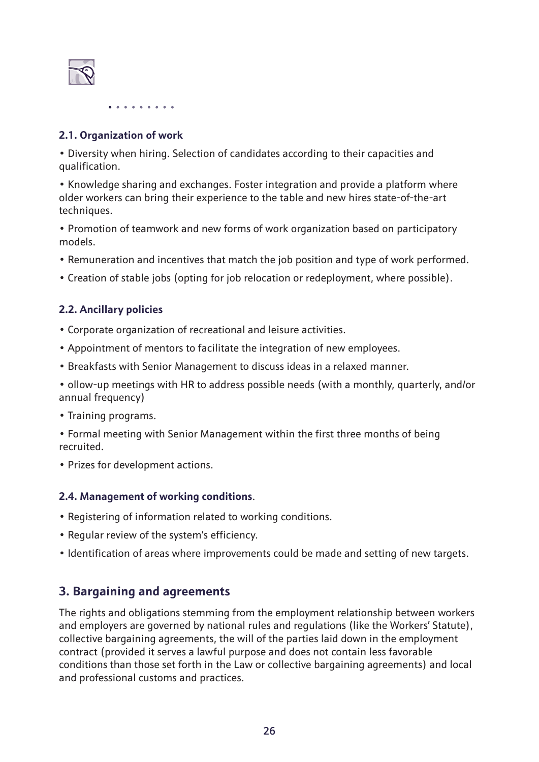### 2.1. Organization of work

- Diversity when hiring. Selection of candidates according to their capacities and qualification.
- Knowledge sharing and exchanges. Foster integration and provide a platform where older workers can bring their experience to the table and new hires state-of-the-art techniques.
- Promotion of teamwork and new forms of work organization based on participatory models.
- Remuneration and incentives that match the job position and type of work performed.
- Creation of stable jobs (opting for job relocation or redeployment, where possible).

### 2.2. Ancillary policies

- Corporate organization of recreational and leisure activities.
- Appointment of mentors to facilitate the integration of new employees.
- Breakfasts with Senior Management to discuss ideas in a relaxed manner.
- ollow-up meetings with HR to address possible needs (with a monthly, quarterly, and/or annual frequency)
- Training programs.
- Formal meeting with Senior Management within the first three months of being recruited.
- Prizes for development actions.

### 2.4. Management of working conditions.

- Registering of information related to working conditions.
- Regular review of the system's efficiency.
- Identification of areas where improvements could be made and setting of new targets.

## 3. Bargaining and agreements

The rights and obligations stemming from the employment relationship between workers and employers are governed by national rules and regulations (like the Workers' Statute), collective bargaining agreements, the will of the parties laid down in the employment contract (provided it serves a lawful purpose and does not contain less favorable conditions than those set forth in the Law or collective bargaining agreements) and local and professional customs and practices.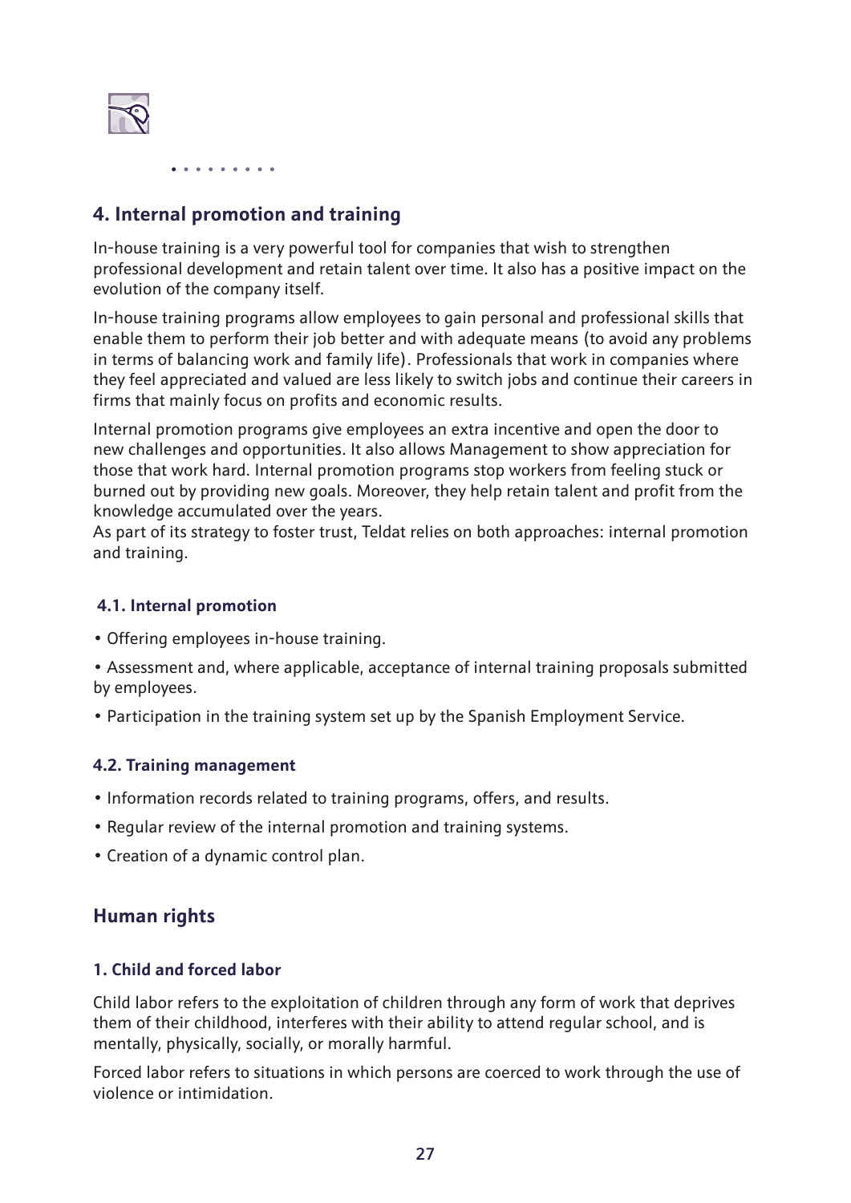## 4. Internal promotion and training

In-house training is a very powerful tool for companies that wish to strengthen professional development and retain talent over time. It also has a positive impact on the evolution of the company itself.

In-house training programs allow employees to gain personal and professional skills that enable them to perform their job better and with adequate means (to avoid any problems in terms of balancing work and family life). Professionals that work in companies where they feel appreciated and valued are less likely to switch jobs and continue their careers in firms that mainly focus on profits and economic results.

Internal promotion programs give employees an extra incentive and open the door to new challenges and opportunities. It also allows Management to show appreciation for those that work hard. Internal promotion programs stop workers from feeling stuck or burned out by providing new goals. Moreover, they help retain talent and profit from the knowledge accumulated over the years.

As part of its strategy to foster trust, Teldat relies on both approaches: internal promotion and training.

### 4.1. Internal promotion

- Offering employees in-house training.
- Assessment and, where applicable, acceptance of internal training proposals submitted by employees.
- Participation in the training system set up by the Spanish Employment Service.

### 4.2. Training management

- Information records related to training programs, offers, and results.
- Regular review of the internal promotion and training systems.
- Creation of a dynamic control plan.

## Human rights

### 1. Child and forced labor

Child labor refers to the exploitation of children through any form of work that deprives them of their childhood, interferes with their ability to attend regular school, and is mentally, physically, socially, or morally harmful.

Forced labor refers to situations in which persons are coerced to work through the use of violence or intimidation.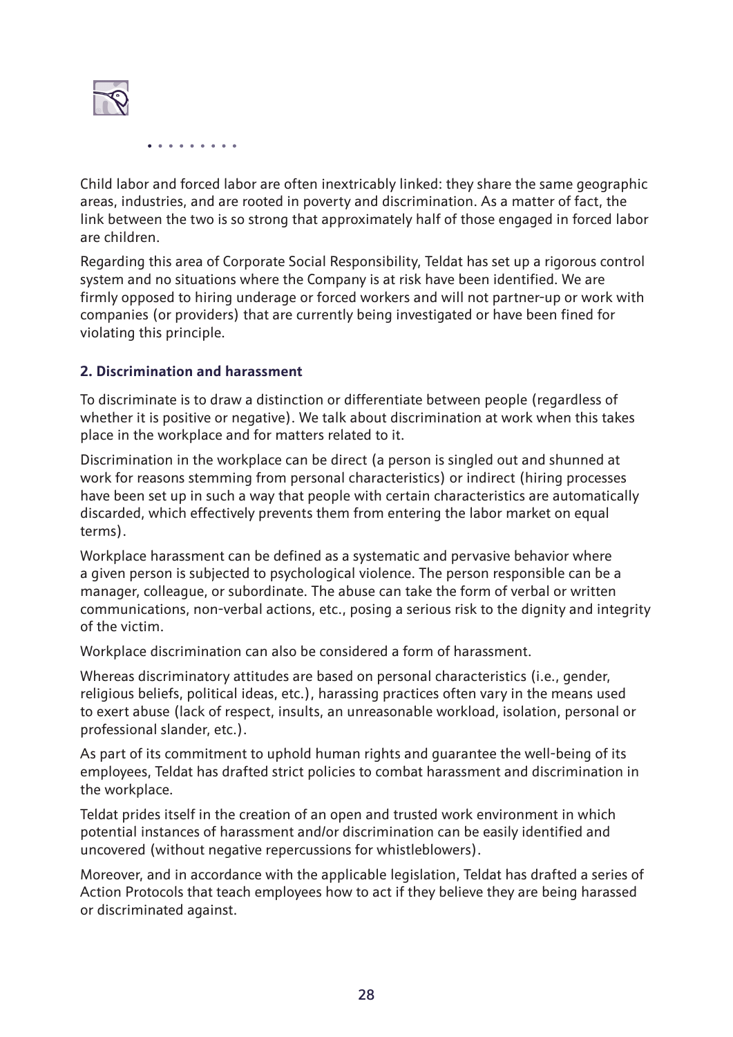Child labor and forced labor are often inextricably linked: they share the same geographic areas, industries, and are rooted in poverty and discrimination. As a matter of fact, the link between the two is so strong that approximately half of those engaged in forced labor are children.

Regarding this area of Corporate Social Responsibility, Teldat has set up a rigorous control system and no situations where the Company is at risk have been identified. We are firmly opposed to hiring underage or forced workers and will not partner-up or work with companies (or providers) that are currently being investigated or have been fined for violating this principle.

### 2. Discrimination and harassment

To discriminate is to draw a distinction or differentiate between people (regardless of whether it is positive or negative). We talk about discrimination at work when this takes place in the workplace and for matters related to it.

Discrimination in the workplace can be direct (a person is singled out and shunned at work for reasons stemming from personal characteristics) or indirect (hiring processes have been set up in such a way that people with certain characteristics are automatically discarded, which effectively prevents them from entering the labor market on equal terms).

Workplace harassment can be defined as a systematic and pervasive behavior where a given person is subjected to psychological violence. The person responsible can be a manager, colleague, or subordinate. The abuse can take the form of verbal or written communications, non-verbal actions, etc., posing a serious risk to the dignity and integrity of the victim.

Workplace discrimination can also be considered a form of harassment.

Whereas discriminatory attitudes are based on personal characteristics (i.e., gender, religious beliefs, political ideas, etc.), harassing practices often vary in the means used to exert abuse (lack of respect, insults, an unreasonable workload, isolation, personal or professional slander, etc.).

As part of its commitment to uphold human rights and guarantee the well-being of its employees, Teldat has drafted strict policies to combat harassment and discrimination in the workplace.

Teldat prides itself in the creation of an open and trusted work environment in which potential instances of harassment and/or discrimination can be easily identified and uncovered (without negative repercussions for whistleblowers).

Moreover, and in accordance with the applicable legislation, Teldat has drafted a series of Action Protocols that teach employees how to act if they believe they are being harassed or discriminated against.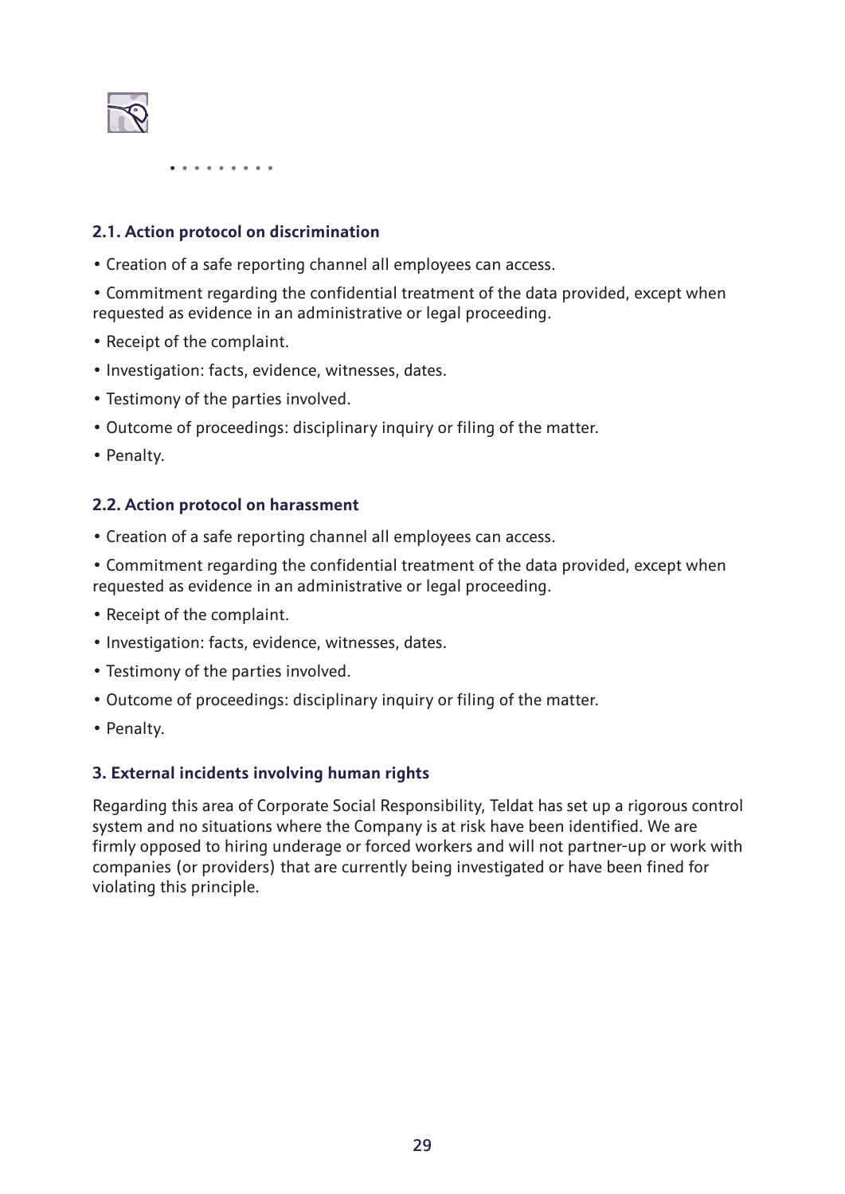### 2.1. Action protocol on discrimination

- Creation of a safe reporting channel all employees can access.
- Commitment regarding the confidential treatment of the data provided, except when requested as evidence in an administrative or legal proceeding.
- Receipt of the complaint.
- Investigation: facts, evidence, witnesses, dates.
- Testimony of the parties involved.
- Outcome of proceedings: disciplinary inquiry or filing of the matter.
- Penalty.

### 2.2. Action protocol on harassment

- Creation of a safe reporting channel all employees can access.
- Commitment regarding the confidential treatment of the data provided, except when requested as evidence in an administrative or legal proceeding.
- Receipt of the complaint.
- Investigation: facts, evidence, witnesses, dates.
- Testimony of the parties involved.
- Outcome of proceedings: disciplinary inquiry or filing of the matter.
- Penalty.

### 3. External incidents involving human rights

Regarding this area of Corporate Social Responsibility, Teldat has set up a rigorous control system and no situations where the Company is at risk have been identified. We are firmly opposed to hiring underage or forced workers and will not partner-up or work with companies (or providers) that are currently being investigated or have been fined for violating this principle.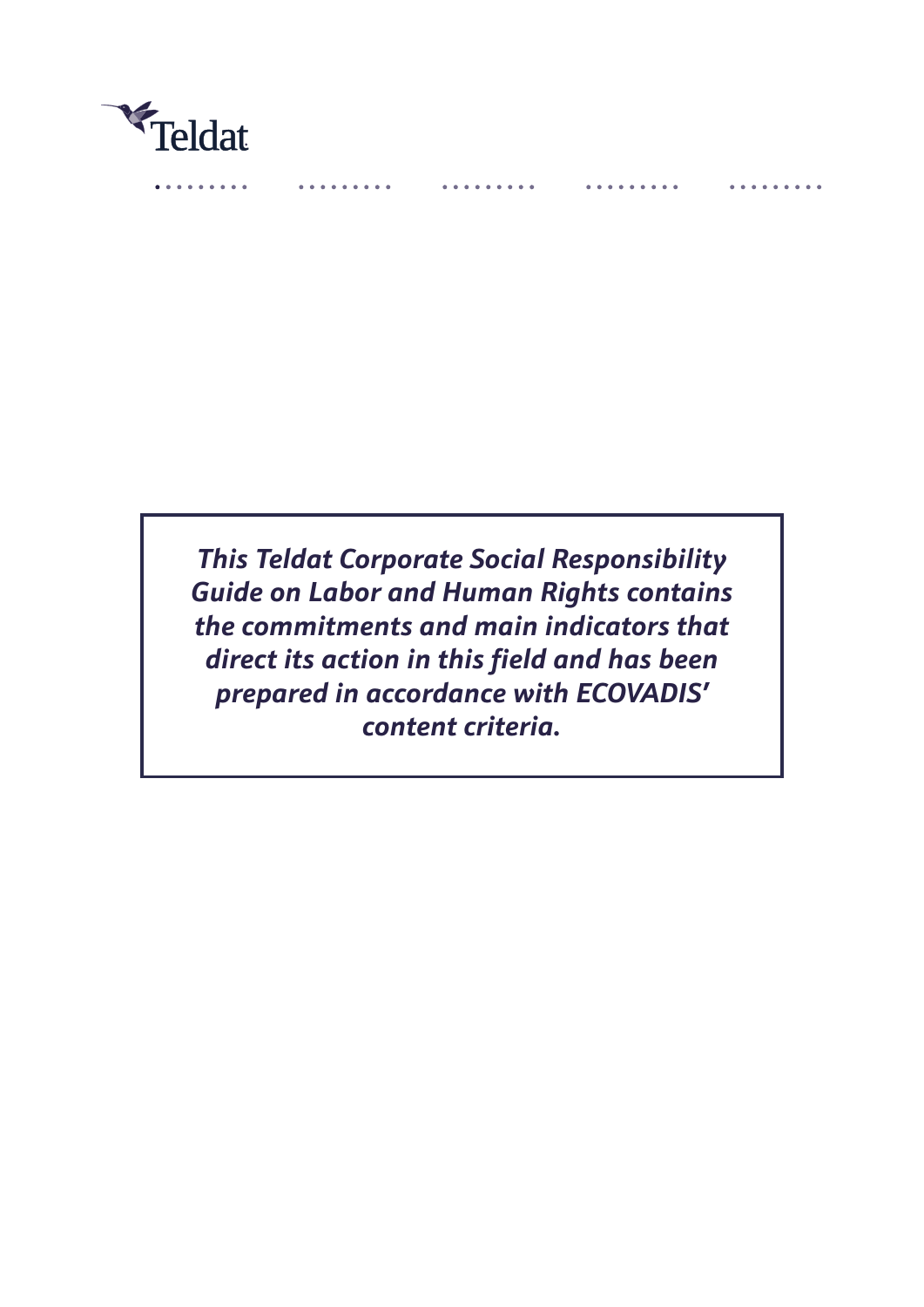***This Teldat Corporate Social Responsibility Guide on Labor and Human Rights contains the commitments and main indicators that direct its action in this field and has been prepared in accordance with ECOVADIS' content criteria.***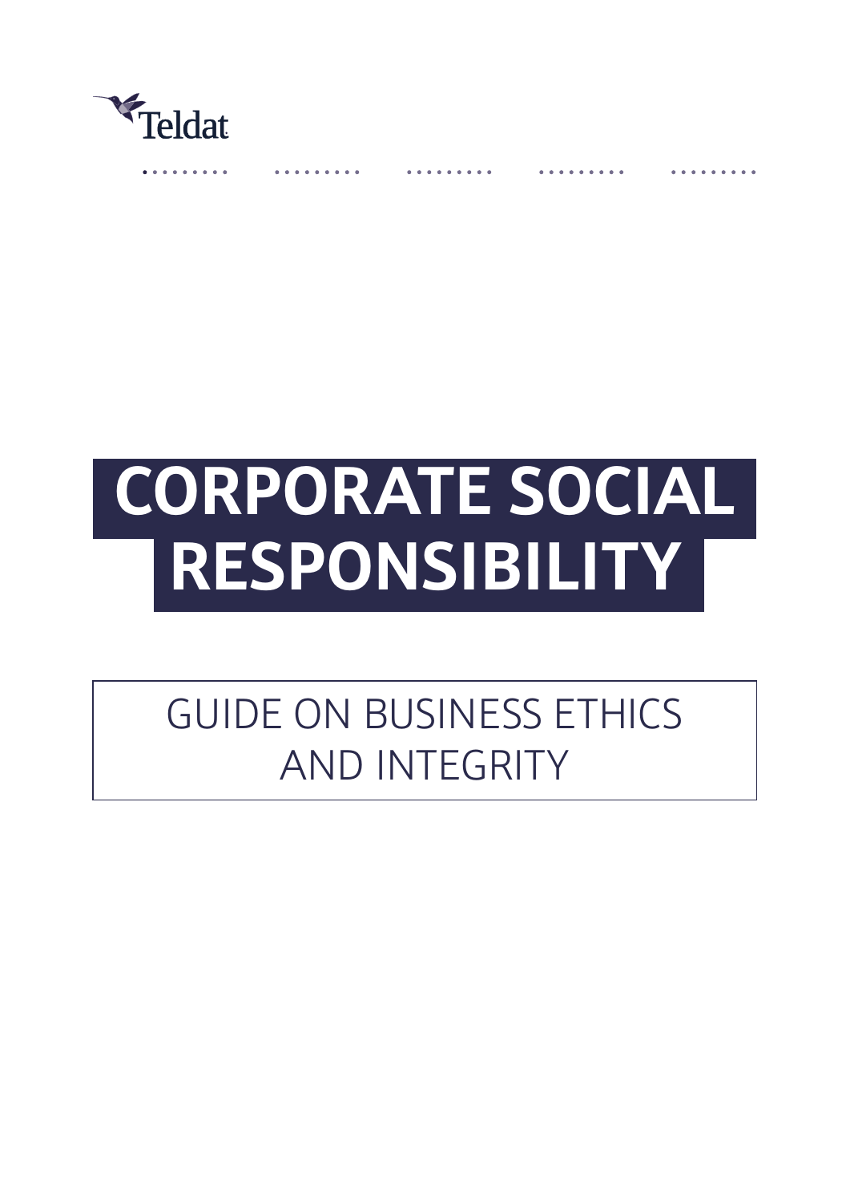Teldat

# CORPORATE SOCIAL RESPONSIBILITY

## GUIDE ON BUSINESS ETHICS AND INTEGRITY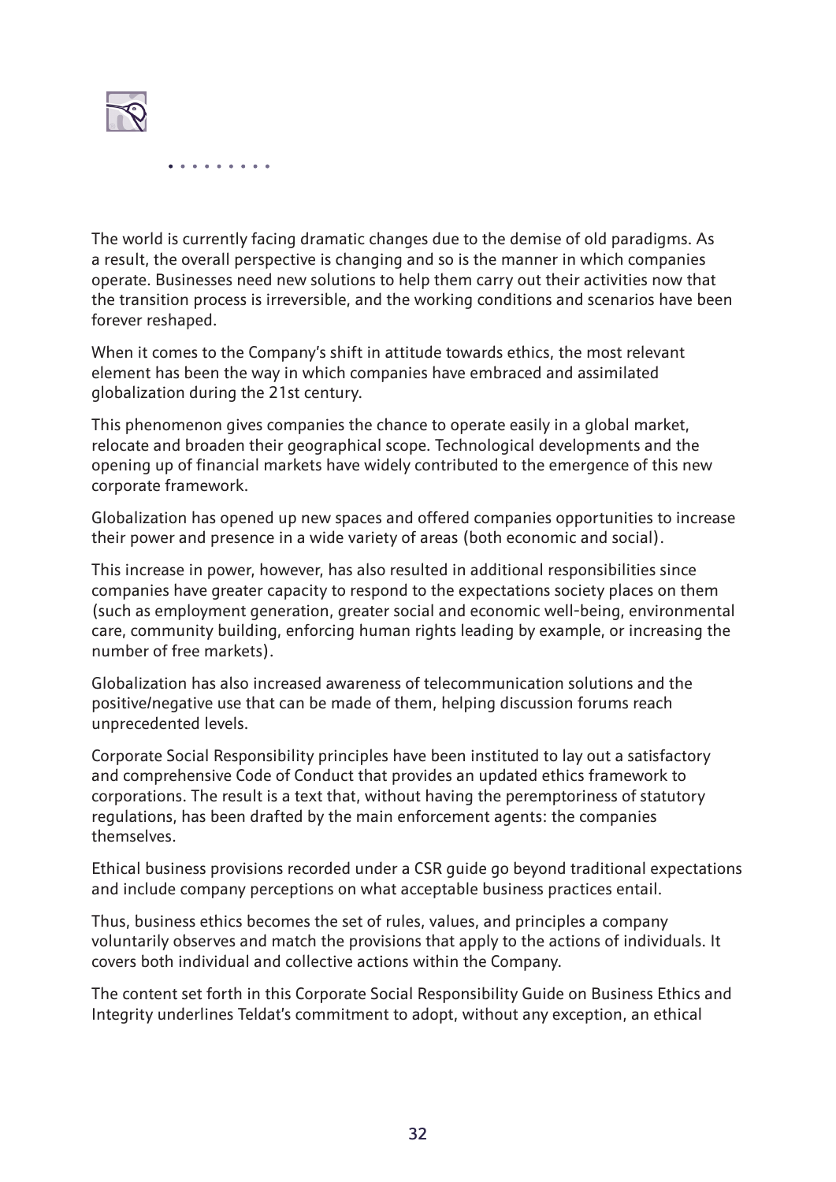The world is currently facing dramatic changes due to the demise of old paradigms. As a result, the overall perspective is changing and so is the manner in which companies operate. Businesses need new solutions to help them carry out their activities now that the transition process is irreversible, and the working conditions and scenarios have been forever reshaped.

When it comes to the Company's shift in attitude towards ethics, the most relevant element has been the way in which companies have embraced and assimilated globalization during the 21st century.

This phenomenon gives companies the chance to operate easily in a global market, relocate and broaden their geographical scope. Technological developments and the opening up of financial markets have widely contributed to the emergence of this new corporate framework.

Globalization has opened up new spaces and offered companies opportunities to increase their power and presence in a wide variety of areas (both economic and social).

This increase in power, however, has also resulted in additional responsibilities since companies have greater capacity to respond to the expectations society places on them (such as employment generation, greater social and economic well-being, environmental care, community building, enforcing human rights leading by example, or increasing the number of free markets).

Globalization has also increased awareness of telecommunication solutions and the positive/negative use that can be made of them, helping discussion forums reach unprecedented levels.

Corporate Social Responsibility principles have been instituted to lay out a satisfactory and comprehensive Code of Conduct that provides an updated ethics framework to corporations. The result is a text that, without having the peremptoriness of statutory regulations, has been drafted by the main enforcement agents: the companies themselves.

Ethical business provisions recorded under a CSR guide go beyond traditional expectations and include company perceptions on what acceptable business practices entail.

Thus, business ethics becomes the set of rules, values, and principles a company voluntarily observes and match the provisions that apply to the actions of individuals. It covers both individual and collective actions within the Company.

The content set forth in this Corporate Social Responsibility Guide on Business Ethics and Integrity underlines Teldat's commitment to adopt, without any exception, an ethical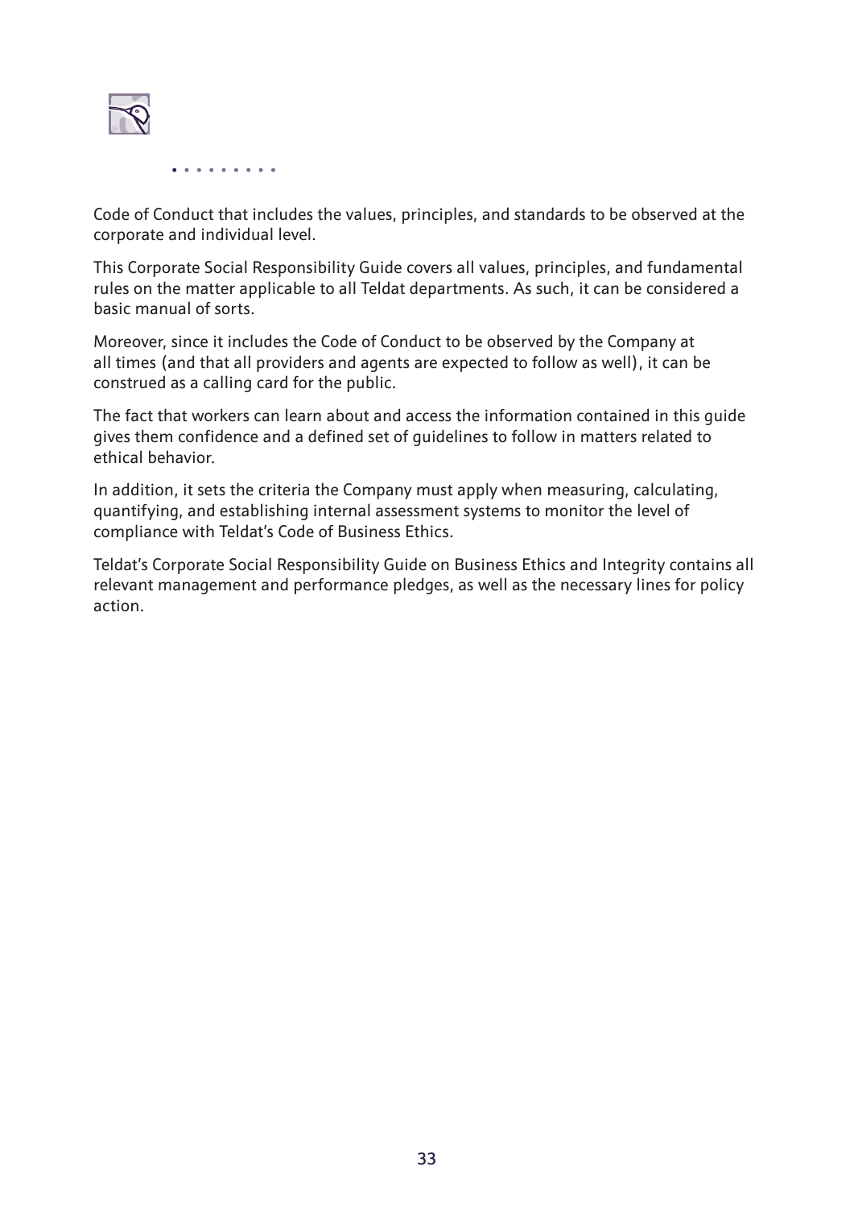Code of Conduct that includes the values, principles, and standards to be observed at the corporate and individual level.

This Corporate Social Responsibility Guide covers all values, principles, and fundamental rules on the matter applicable to all Teldat departments. As such, it can be considered a basic manual of sorts.

Moreover, since it includes the Code of Conduct to be observed by the Company at all times (and that all providers and agents are expected to follow as well), it can be construed as a calling card for the public.

The fact that workers can learn about and access the information contained in this guide gives them confidence and a defined set of guidelines to follow in matters related to ethical behavior.

In addition, it sets the criteria the Company must apply when measuring, calculating, quantifying, and establishing internal assessment systems to monitor the level of compliance with Teldat's Code of Business Ethics.

Teldat's Corporate Social Responsibility Guide on Business Ethics and Integrity contains all relevant management and performance pledges, as well as the necessary lines for policy action.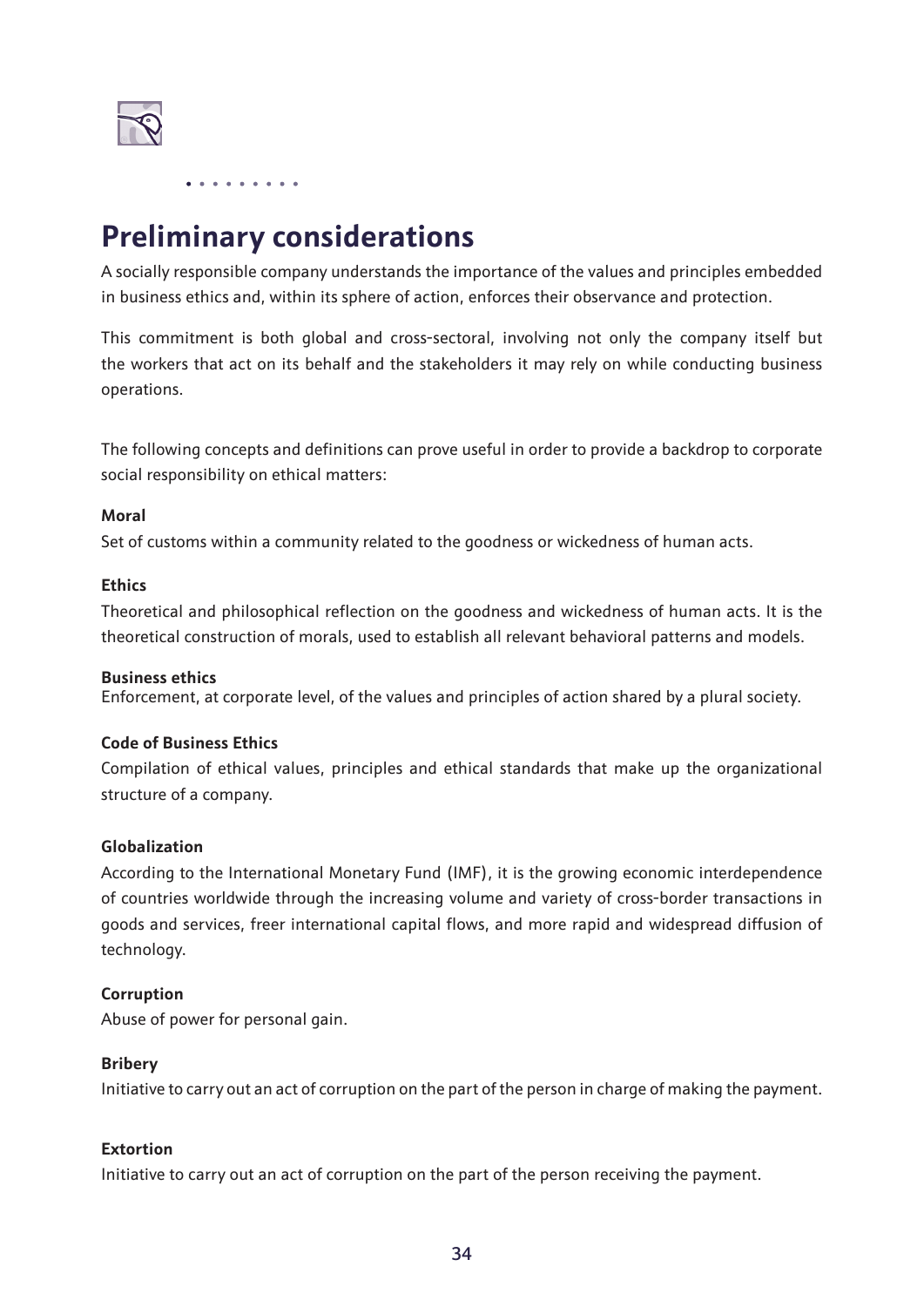# Preliminary considerations

A socially responsible company understands the importance of the values and principles embedded in business ethics and, within its sphere of action, enforces their observance and protection.

This commitment is both global and cross-sectoral, involving not only the company itself but the workers that act on its behalf and the stakeholders it may rely on while conducting business operations.

The following concepts and definitions can prove useful in order to provide a backdrop to corporate social responsibility on ethical matters:

**Moral**

Set of customs within a community related to the goodness or wickedness of human acts.

**Ethics**

Theoretical and philosophical reflection on the goodness and wickedness of human acts. It is the theoretical construction of morals, used to establish all relevant behavioral patterns and models.

**Business ethics**

Enforcement, at corporate level, of the values and principles of action shared by a plural society.

**Code of Business Ethics**

Compilation of ethical values, principles and ethical standards that make up the organizational structure of a company.

**Globalization**

According to the International Monetary Fund (IMF), it is the growing economic interdependence of countries worldwide through the increasing volume and variety of cross-border transactions in goods and services, freer international capital flows, and more rapid and widespread diffusion of technology.

**Corruption**

Abuse of power for personal gain.

**Bribery**

Initiative to carry out an act of corruption on the part of the person in charge of making the payment.

**Extortion**

Initiative to carry out an act of corruption on the part of the person receiving the payment.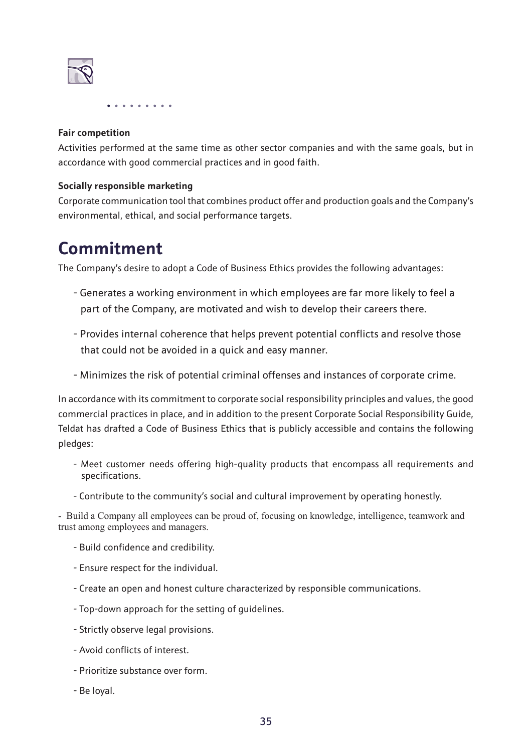**Fair competition**

Activities performed at the same time as other sector companies and with the same goals, but in accordance with good commercial practices and in good faith.

**Socially responsible marketing**

Corporate communication tool that combines product offer and production goals and the Company's environmental, ethical, and social performance targets.

# Commitment

The Company's desire to adopt a Code of Business Ethics provides the following advantages:

- Generates a working environment in which employees are far more likely to feel a part of the Company, are motivated and wish to develop their careers there.
- Provides internal coherence that helps prevent potential conflicts and resolve those that could not be avoided in a quick and easy manner.
- Minimizes the risk of potential criminal offenses and instances of corporate crime.

In accordance with its commitment to corporate social responsibility principles and values, the good commercial practices in place, and in addition to the present Corporate Social Responsibility Guide, Teldat has drafted a Code of Business Ethics that is publicly accessible and contains the following pledges:

- Meet customer needs offering high-quality products that encompass all requirements and specifications.
- Contribute to the community's social and cultural improvement by operating honestly.
- Build a Company all employees can be proud of, focusing on knowledge, intelligence, teamwork and trust among employees and managers.
- Build confidence and credibility.
- Ensure respect for the individual.
- Create an open and honest culture characterized by responsible communications.
- Top-down approach for the setting of guidelines.
- Strictly observe legal provisions.
- Avoid conflicts of interest.
- Prioritize substance over form.
- Be loyal.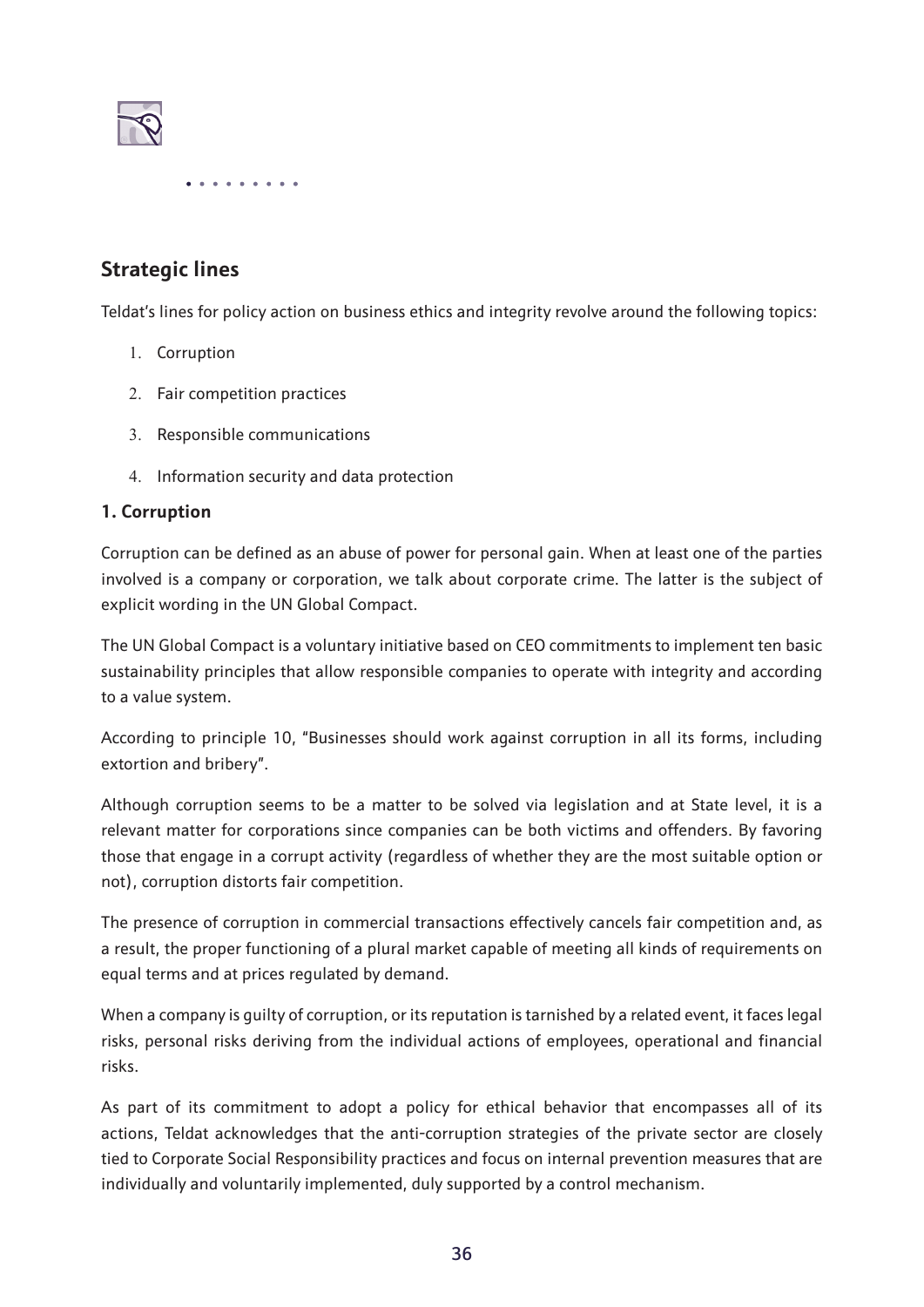## Strategic lines

Teldat's lines for policy action on business ethics and integrity revolve around the following topics:

1. Corruption
2. Fair competition practices
3. Responsible communications
4. Information security and data protection

### 1. Corruption

Corruption can be defined as an abuse of power for personal gain. When at least one of the parties involved is a company or corporation, we talk about corporate crime. The latter is the subject of explicit wording in the UN Global Compact.

The UN Global Compact is a voluntary initiative based on CEO commitments to implement ten basic sustainability principles that allow responsible companies to operate with integrity and according to a value system.

According to principle 10, "Businesses should work against corruption in all its forms, including extortion and bribery".

Although corruption seems to be a matter to be solved via legislation and at State level, it is a relevant matter for corporations since companies can be both victims and offenders. By favoring those that engage in a corrupt activity (regardless of whether they are the most suitable option or not), corruption distorts fair competition.

The presence of corruption in commercial transactions effectively cancels fair competition and, as a result, the proper functioning of a plural market capable of meeting all kinds of requirements on equal terms and at prices regulated by demand.

When a company is guilty of corruption, or its reputation is tarnished by a related event, it faces legal risks, personal risks deriving from the individual actions of employees, operational and financial risks.

As part of its commitment to adopt a policy for ethical behavior that encompasses all of its actions, Teldat acknowledges that the anti-corruption strategies of the private sector are closely tied to Corporate Social Responsibility practices and focus on internal prevention measures that are individually and voluntarily implemented, duly supported by a control mechanism.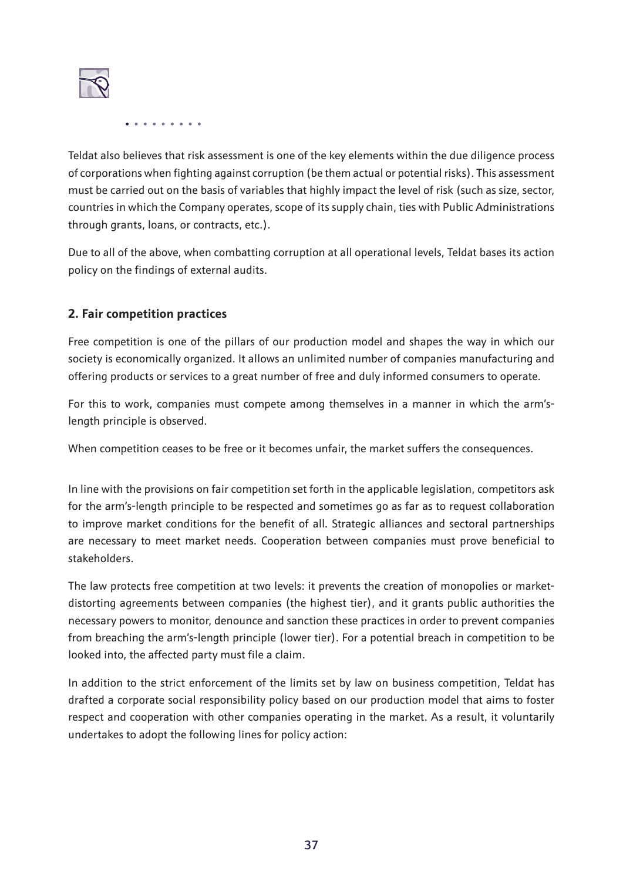Teldat also believes that risk assessment is one of the key elements within the due diligence process of corporations when fighting against corruption (be them actual or potential risks). This assessment must be carried out on the basis of variables that highly impact the level of risk (such as size, sector, countries in which the Company operates, scope of its supply chain, ties with Public Administrations through grants, loans, or contracts, etc.).

Due to all of the above, when combatting corruption at all operational levels, Teldat bases its action policy on the findings of external audits.

## 2. Fair competition practices

Free competition is one of the pillars of our production model and shapes the way in which our society is economically organized. It allows an unlimited number of companies manufacturing and offering products or services to a great number of free and duly informed consumers to operate.

For this to work, companies must compete among themselves in a manner in which the arm's-length principle is observed.

When competition ceases to be free or it becomes unfair, the market suffers the consequences.

In line with the provisions on fair competition set forth in the applicable legislation, competitors ask for the arm's-length principle to be respected and sometimes go as far as to request collaboration to improve market conditions for the benefit of all. Strategic alliances and sectoral partnerships are necessary to meet market needs. Cooperation between companies must prove beneficial to stakeholders.

The law protects free competition at two levels: it prevents the creation of monopolies or market-distorting agreements between companies (the highest tier), and it grants public authorities the necessary powers to monitor, denounce and sanction these practices in order to prevent companies from breaching the arm's-length principle (lower tier). For a potential breach in competition to be looked into, the affected party must file a claim.

In addition to the strict enforcement of the limits set by law on business competition, Teldat has drafted a corporate social responsibility policy based on our production model that aims to foster respect and cooperation with other companies operating in the market. As a result, it voluntarily undertakes to adopt the following lines for policy action: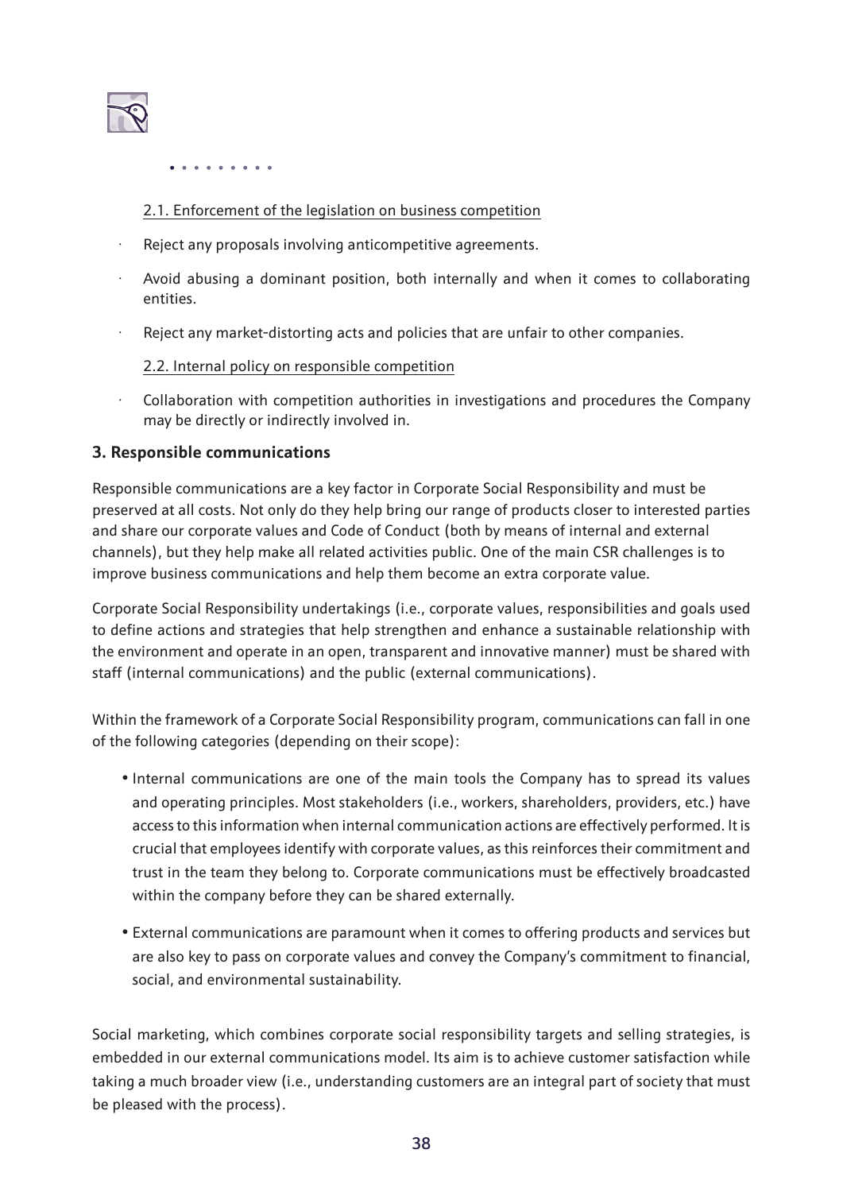2.1. Enforcement of the legislation on business competition

- Reject any proposals involving anticompetitive agreements.
- Avoid abusing a dominant position, both internally and when it comes to collaborating entities.
- Reject any market-distorting acts and policies that are unfair to other companies.

2.2. Internal policy on responsible competition

- Collaboration with competition authorities in investigations and procedures the Company may be directly or indirectly involved in.

### 3. Responsible communications

Responsible communications are a key factor in Corporate Social Responsibility and must be preserved at all costs. Not only do they help bring our range of products closer to interested parties and share our corporate values and Code of Conduct (both by means of internal and external channels), but they help make all related activities public. One of the main CSR challenges is to improve business communications and help them become an extra corporate value.

Corporate Social Responsibility undertakings (i.e., corporate values, responsibilities and goals used to define actions and strategies that help strengthen and enhance a sustainable relationship with the environment and operate in an open, transparent and innovative manner) must be shared with staff (internal communications) and the public (external communications).

Within the framework of a Corporate Social Responsibility program, communications can fall in one of the following categories (depending on their scope):

- Internal communications are one of the main tools the Company has to spread its values and operating principles. Most stakeholders (i.e., workers, shareholders, providers, etc.) have access to this information when internal communication actions are effectively performed. It is crucial that employees identify with corporate values, as this reinforces their commitment and trust in the team they belong to. Corporate communications must be effectively broadcasted within the company before they can be shared externally.
- External communications are paramount when it comes to offering products and services but are also key to pass on corporate values and convey the Company's commitment to financial, social, and environmental sustainability.

Social marketing, which combines corporate social responsibility targets and selling strategies, is embedded in our external communications model. Its aim is to achieve customer satisfaction while taking a much broader view (i.e., understanding customers are an integral part of society that must be pleased with the process).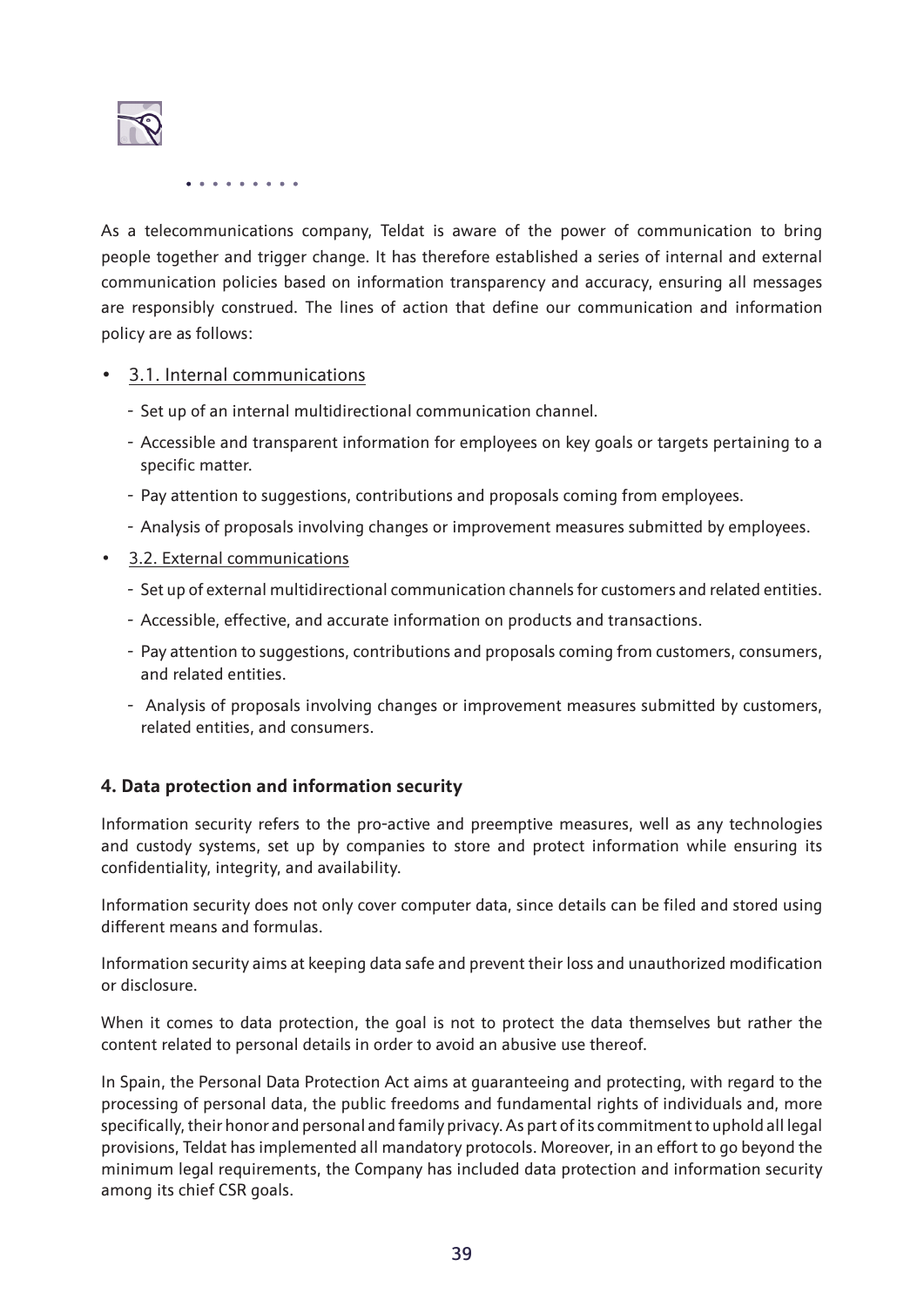As a telecommunications company, Teldat is aware of the power of communication to bring people together and trigger change. It has therefore established a series of internal and external communication policies based on information transparency and accuracy, ensuring all messages are responsibly construed. The lines of action that define our communication and information policy are as follows:

- 3.1. Internal communications
    - Set up of an internal multidirectional communication channel.
    - Accessible and transparent information for employees on key goals or targets pertaining to a specific matter.
    - Pay attention to suggestions, contributions and proposals coming from employees.
    - Analysis of proposals involving changes or improvement measures submitted by employees.
- 3.2. External communications
    - Set up of external multidirectional communication channels for customers and related entities.
    - Accessible, effective, and accurate information on products and transactions.
    - Pay attention to suggestions, contributions and proposals coming from customers, consumers, and related entities.
    - Analysis of proposals involving changes or improvement measures submitted by customers, related entities, and consumers.

### 4. Data protection and information security

Information security refers to the pro-active and preemptive measures, well as any technologies and custody systems, set up by companies to store and protect information while ensuring its confidentiality, integrity, and availability.

Information security does not only cover computer data, since details can be filed and stored using different means and formulas.

Information security aims at keeping data safe and prevent their loss and unauthorized modification or disclosure.

When it comes to data protection, the goal is not to protect the data themselves but rather the content related to personal details in order to avoid an abusive use thereof.

In Spain, the Personal Data Protection Act aims at guaranteeing and protecting, with regard to the processing of personal data, the public freedoms and fundamental rights of individuals and, more specifically, their honor and personal and family privacy. As part of its commitment to uphold all legal provisions, Teldat has implemented all mandatory protocols. Moreover, in an effort to go beyond the minimum legal requirements, the Company has included data protection and information security among its chief CSR goals.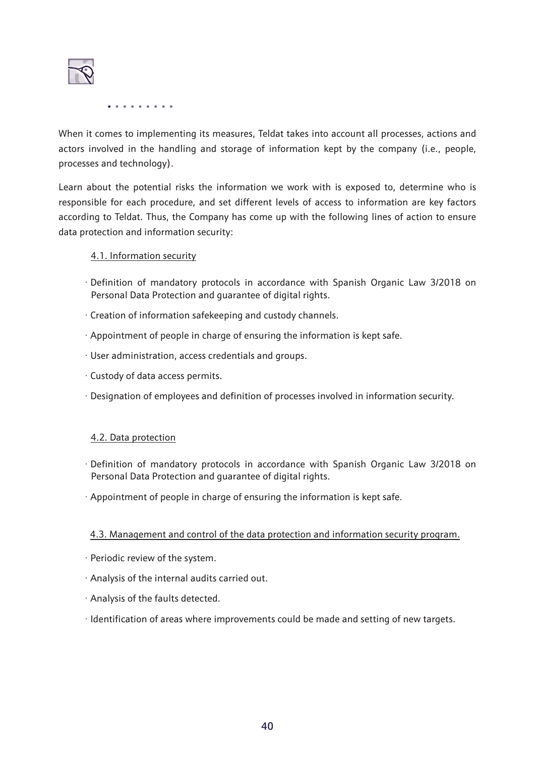When it comes to implementing its measures, Teldat takes into account all processes, actions and actors involved in the handling and storage of information kept by the company (i.e., people, processes and technology).

Learn about the potential risks the information we work with is exposed to, determine who is responsible for each procedure, and set different levels of access to information are key factors according to Teldat. Thus, the Company has come up with the following lines of action to ensure data protection and information security:

### 4.1. Information security

- Definition of mandatory protocols in accordance with Spanish Organic Law 3/2018 on Personal Data Protection and guarantee of digital rights.
- Creation of information safekeeping and custody channels.
- Appointment of people in charge of ensuring the information is kept safe.
- User administration, access credentials and groups.
- Custody of data access permits.
- Designation of employees and definition of processes involved in information security.

### 4.2. Data protection

- Definition of mandatory protocols in accordance with Spanish Organic Law 3/2018 on Personal Data Protection and guarantee of digital rights.
- Appointment of people in charge of ensuring the information is kept safe.

### 4.3. Management and control of the data protection and information security program.

- Periodic review of the system.
- Analysis of the internal audits carried out.
- Analysis of the faults detected.
- Identification of areas where improvements could be made and setting of new targets.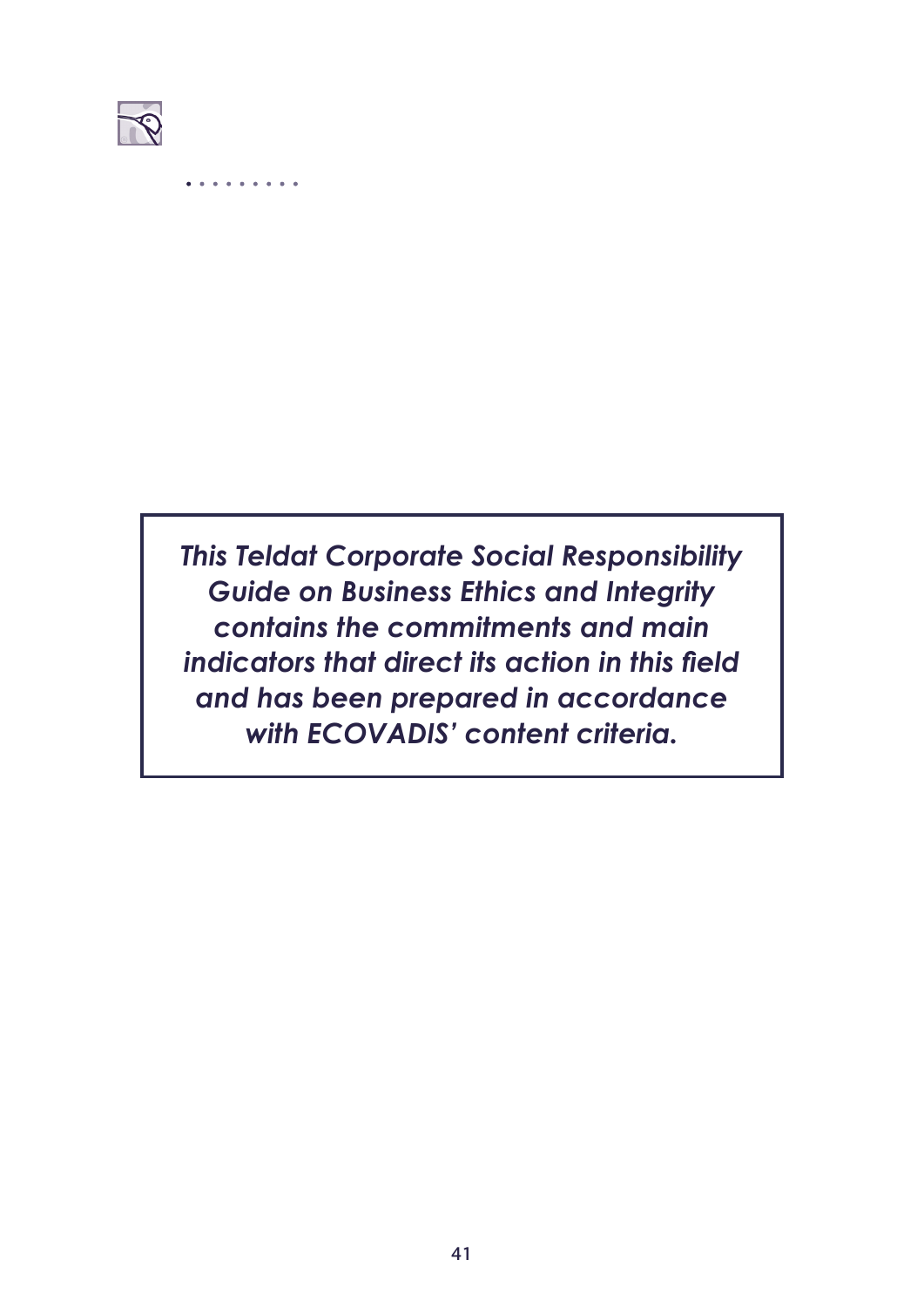***This Teldat Corporate Social Responsibility Guide on Business Ethics and Integrity contains the commitments and main indicators that direct its action in this field and has been prepared in accordance with ECOVADIS' content criteria.***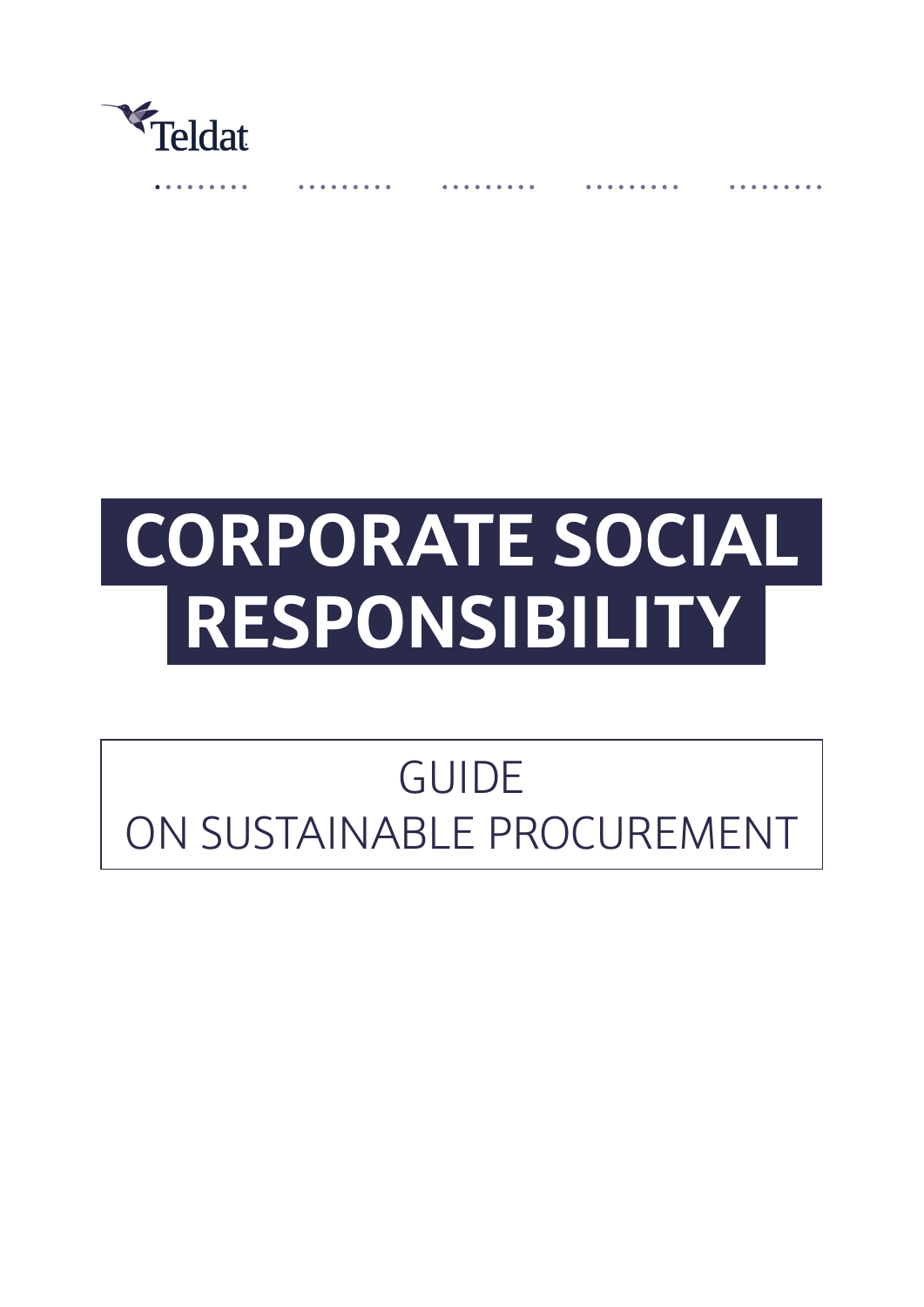Teldat

# CORPORATE SOCIAL RESPONSIBILITY

## GUIDE ON SUSTAINABLE PROCUREMENT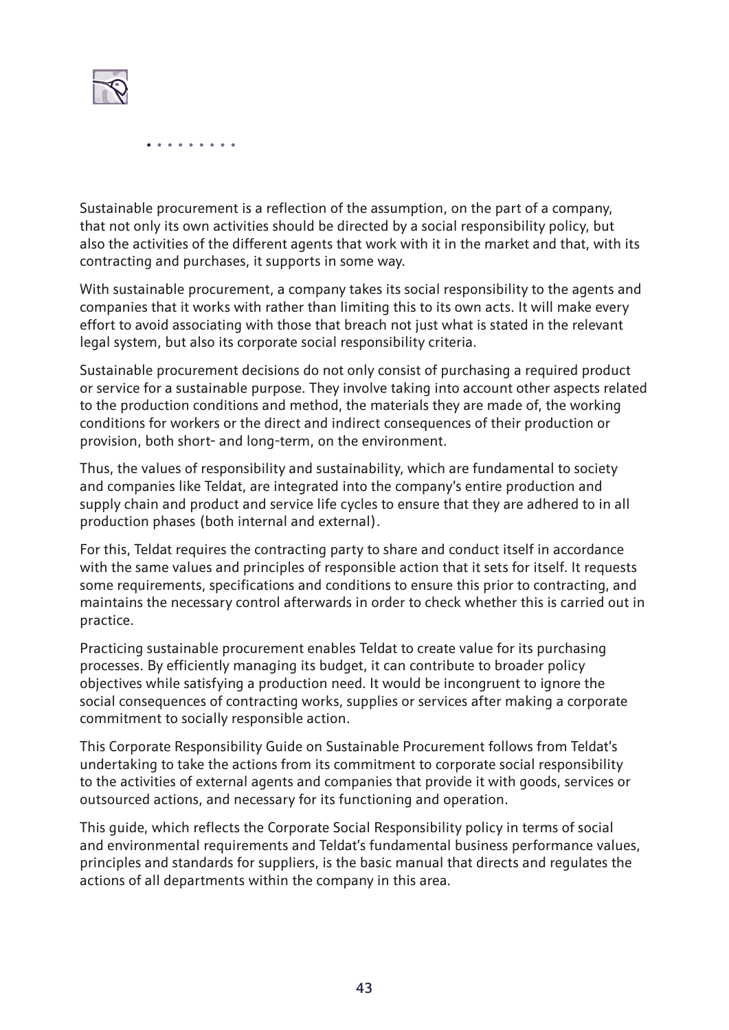Sustainable procurement is a reflection of the assumption, on the part of a company, that not only its own activities should be directed by a social responsibility policy, but also the activities of the different agents that work with it in the market and that, with its contracting and purchases, it supports in some way.

With sustainable procurement, a company takes its social responsibility to the agents and companies that it works with rather than limiting this to its own acts. It will make every effort to avoid associating with those that breach not just what is stated in the relevant legal system, but also its corporate social responsibility criteria.

Sustainable procurement decisions do not only consist of purchasing a required product or service for a sustainable purpose. They involve taking into account other aspects related to the production conditions and method, the materials they are made of, the working conditions for workers or the direct and indirect consequences of their production or provision, both short- and long-term, on the environment.

Thus, the values of responsibility and sustainability, which are fundamental to society and companies like Teldat, are integrated into the company's entire production and supply chain and product and service life cycles to ensure that they are adhered to in all production phases (both internal and external).

For this, Teldat requires the contracting party to share and conduct itself in accordance with the same values and principles of responsible action that it sets for itself. It requests some requirements, specifications and conditions to ensure this prior to contracting, and maintains the necessary control afterwards in order to check whether this is carried out in practice.

Practicing sustainable procurement enables Teldat to create value for its purchasing processes. By efficiently managing its budget, it can contribute to broader policy objectives while satisfying a production need. It would be incongruent to ignore the social consequences of contracting works, supplies or services after making a corporate commitment to socially responsible action.

This Corporate Responsibility Guide on Sustainable Procurement follows from Teldat's undertaking to take the actions from its commitment to corporate social responsibility to the activities of external agents and companies that provide it with goods, services or outsourced actions, and necessary for its functioning and operation.

This guide, which reflects the Corporate Social Responsibility policy in terms of social and environmental requirements and Teldat's fundamental business performance values, principles and standards for suppliers, is the basic manual that directs and regulates the actions of all departments within the company in this area.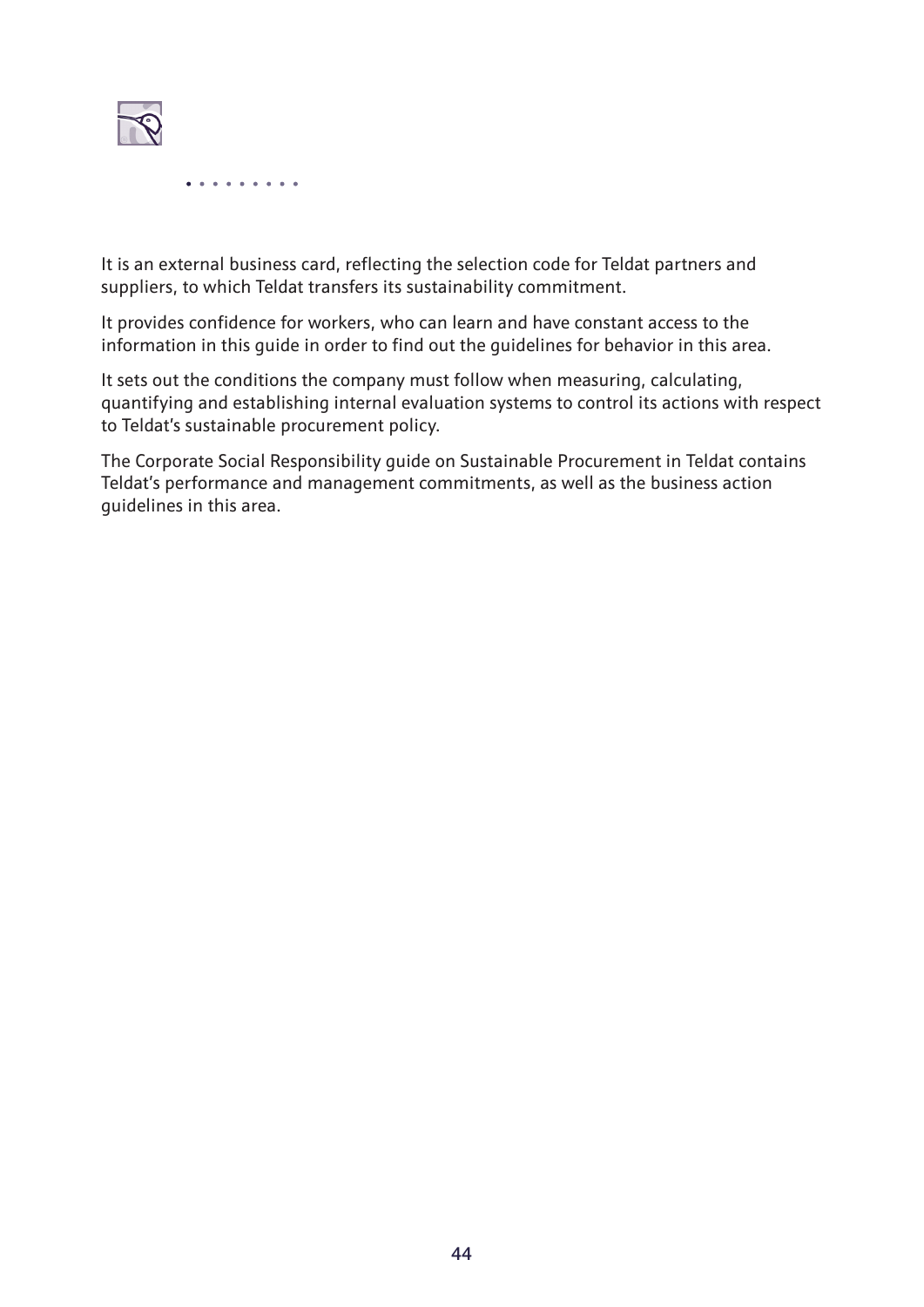It is an external business card, reflecting the selection code for Teldat partners and suppliers, to which Teldat transfers its sustainability commitment.

It provides confidence for workers, who can learn and have constant access to the information in this guide in order to find out the guidelines for behavior in this area.

It sets out the conditions the company must follow when measuring, calculating, quantifying and establishing internal evaluation systems to control its actions with respect to Teldat's sustainable procurement policy.

The Corporate Social Responsibility guide on Sustainable Procurement in Teldat contains Teldat's performance and management commitments, as well as the business action guidelines in this area.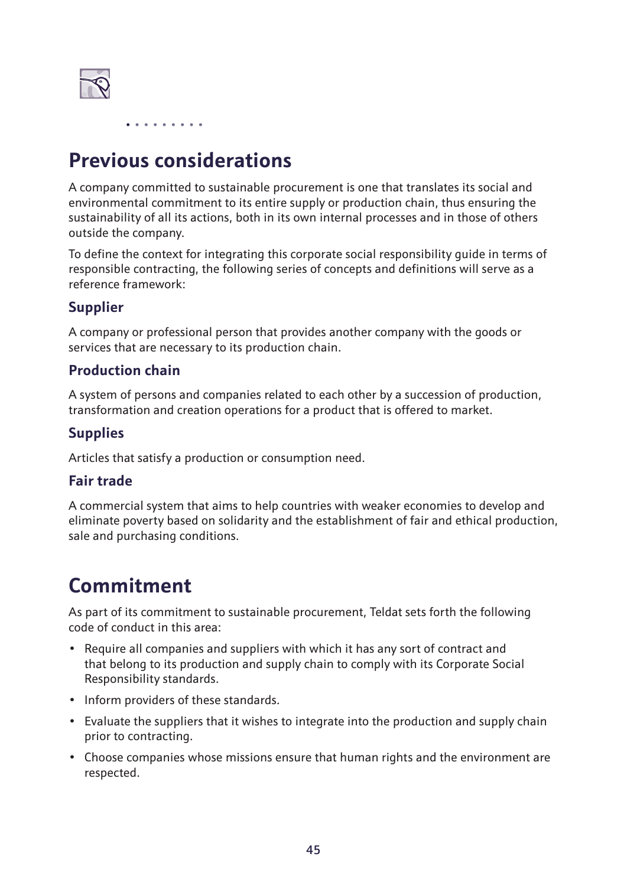# Previous considerations

A company committed to sustainable procurement is one that translates its social and environmental commitment to its entire supply or production chain, thus ensuring the sustainability of all its actions, both in its own internal processes and in those of others outside the company.

To define the context for integrating this corporate social responsibility guide in terms of responsible contracting, the following series of concepts and definitions will serve as a reference framework:

### Supplier

A company or professional person that provides another company with the goods or services that are necessary to its production chain.

### Production chain

A system of persons and companies related to each other by a succession of production, transformation and creation operations for a product that is offered to market.

### Supplies

Articles that satisfy a production or consumption need.

### Fair trade

A commercial system that aims to help countries with weaker economies to develop and eliminate poverty based on solidarity and the establishment of fair and ethical production, sale and purchasing conditions.

# Commitment

As part of its commitment to sustainable procurement, Teldat sets forth the following code of conduct in this area:

- Require all companies and suppliers with which it has any sort of contract and that belong to its production and supply chain to comply with its Corporate Social Responsibility standards.
- Inform providers of these standards.
- Evaluate the suppliers that it wishes to integrate into the production and supply chain prior to contracting.
- Choose companies whose missions ensure that human rights and the environment are respected.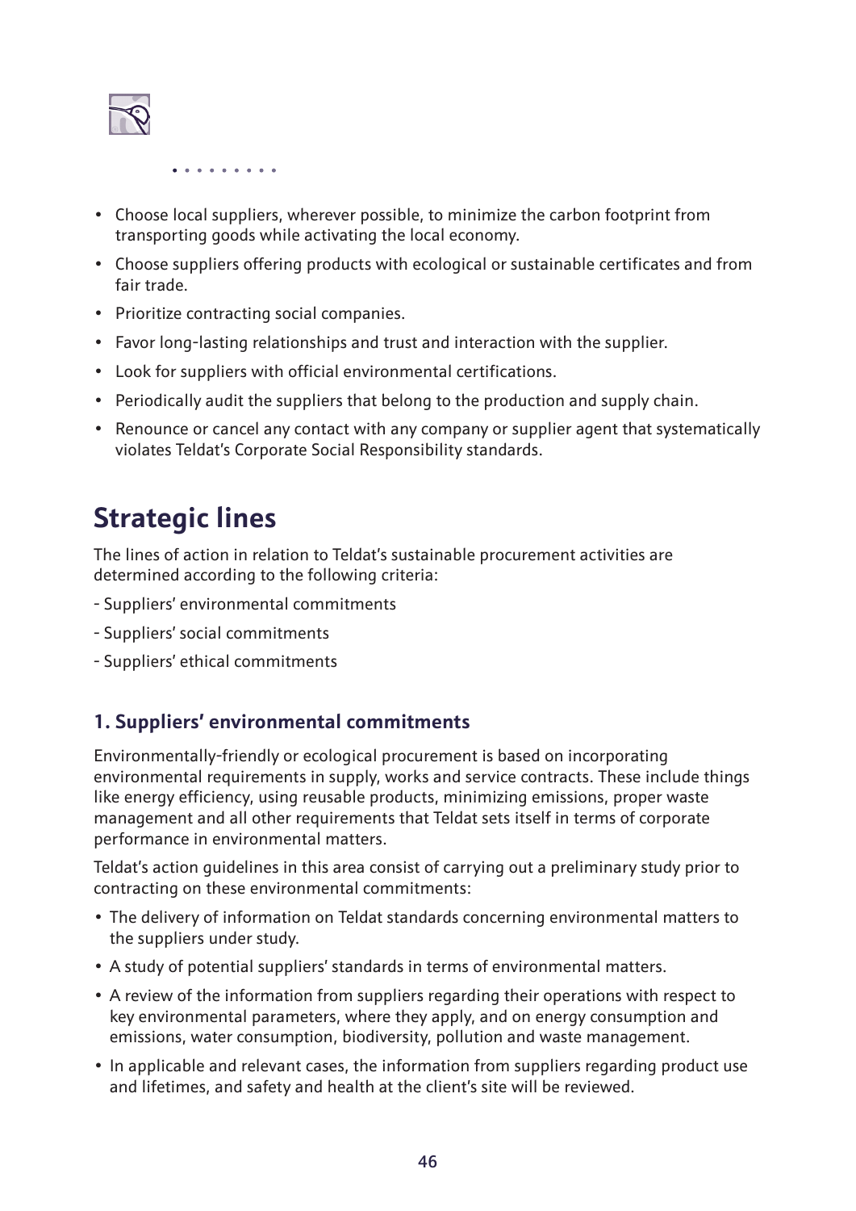- Choose local suppliers, wherever possible, to minimize the carbon footprint from transporting goods while activating the local economy.
- Choose suppliers offering products with ecological or sustainable certificates and from fair trade.
- Prioritize contracting social companies.
- Favor long-lasting relationships and trust and interaction with the supplier.
- Look for suppliers with official environmental certifications.
- Periodically audit the suppliers that belong to the production and supply chain.
- Renounce or cancel any contact with any company or supplier agent that systematically violates Teldat's Corporate Social Responsibility standards.

# Strategic lines

The lines of action in relation to Teldat's sustainable procurement activities are determined according to the following criteria:

- Suppliers' environmental commitments
- Suppliers' social commitments
- Suppliers' ethical commitments

### 1. Suppliers' environmental commitments

Environmentally-friendly or ecological procurement is based on incorporating environmental requirements in supply, works and service contracts. These include things like energy efficiency, using reusable products, minimizing emissions, proper waste management and all other requirements that Teldat sets itself in terms of corporate performance in environmental matters.

Teldat's action guidelines in this area consist of carrying out a preliminary study prior to contracting on these environmental commitments:

- The delivery of information on Teldat standards concerning environmental matters to the suppliers under study.
- A study of potential suppliers' standards in terms of environmental matters.
- A review of the information from suppliers regarding their operations with respect to key environmental parameters, where they apply, and on energy consumption and emissions, water consumption, biodiversity, pollution and waste management.
- In applicable and relevant cases, the information from suppliers regarding product use and lifetimes, and safety and health at the client's site will be reviewed.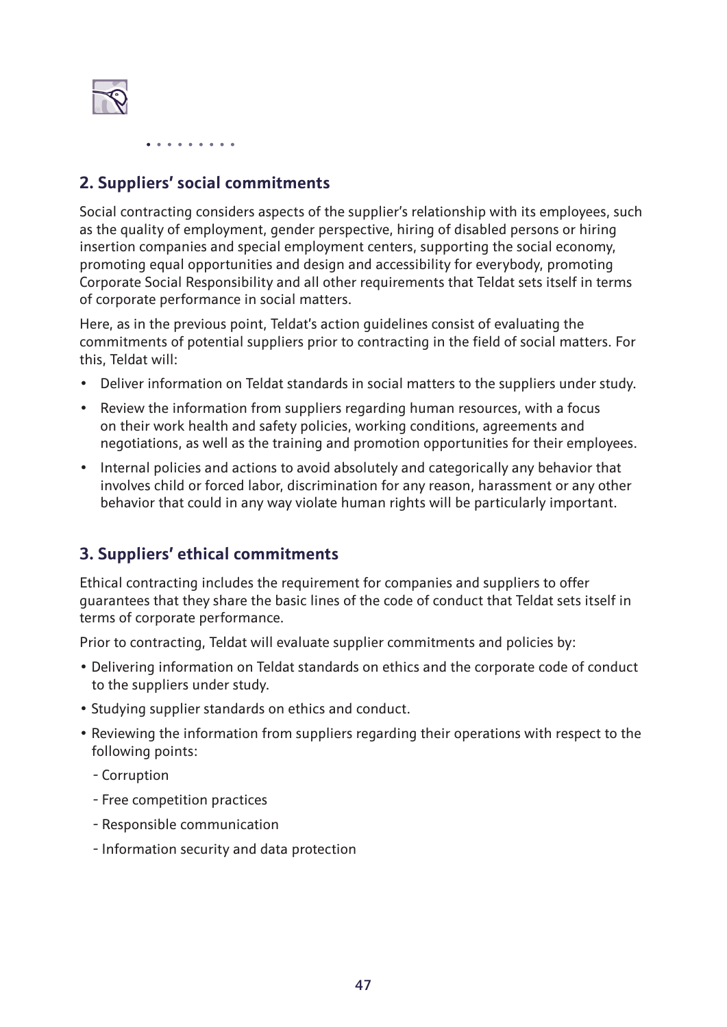## 2. Suppliers' social commitments

Social contracting considers aspects of the supplier's relationship with its employees, such as the quality of employment, gender perspective, hiring of disabled persons or hiring insertion companies and special employment centers, supporting the social economy, promoting equal opportunities and design and accessibility for everybody, promoting Corporate Social Responsibility and all other requirements that Teldat sets itself in terms of corporate performance in social matters.

Here, as in the previous point, Teldat's action guidelines consist of evaluating the commitments of potential suppliers prior to contracting in the field of social matters. For this, Teldat will:

- Deliver information on Teldat standards in social matters to the suppliers under study.
- Review the information from suppliers regarding human resources, with a focus on their work health and safety policies, working conditions, agreements and negotiations, as well as the training and promotion opportunities for their employees.
- Internal policies and actions to avoid absolutely and categorically any behavior that involves child or forced labor, discrimination for any reason, harassment or any other behavior that could in any way violate human rights will be particularly important.

## 3. Suppliers' ethical commitments

Ethical contracting includes the requirement for companies and suppliers to offer guarantees that they share the basic lines of the code of conduct that Teldat sets itself in terms of corporate performance.

Prior to contracting, Teldat will evaluate supplier commitments and policies by:

- Delivering information on Teldat standards on ethics and the corporate code of conduct to the suppliers under study.
- Studying supplier standards on ethics and conduct.
- Reviewing the information from suppliers regarding their operations with respect to the following points:
  - Corruption
  - Free competition practices
  - Responsible communication
  - Information security and data protection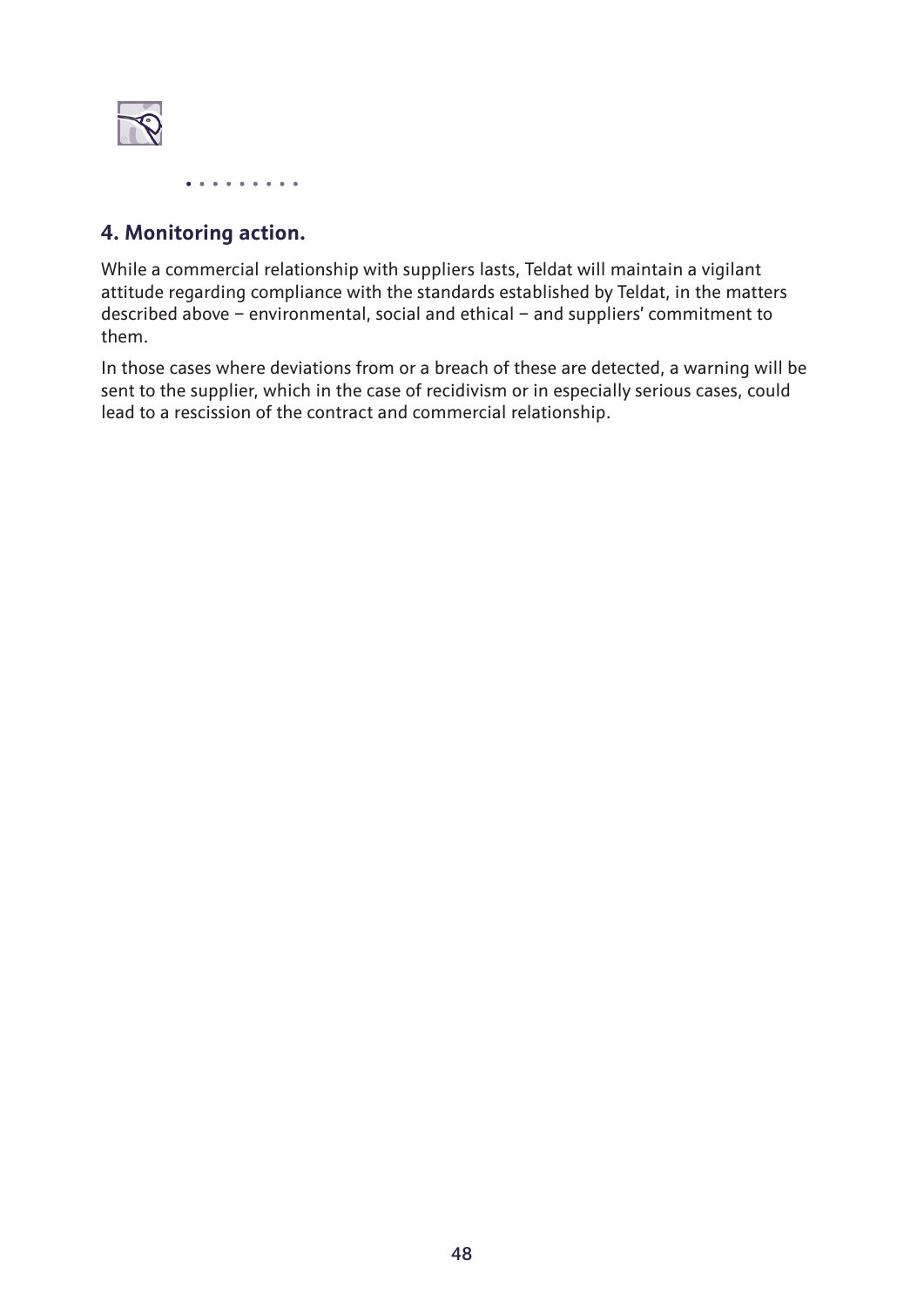## 4. Monitoring action.

While a commercial relationship with suppliers lasts, Teldat will maintain a vigilant attitude regarding compliance with the standards established by Teldat, in the matters described above − environmental, social and ethical − and suppliers' commitment to them.

In those cases where deviations from or a breach of these are detected, a warning will be sent to the supplier, which in the case of recidivism or in especially serious cases, could lead to a rescission of the contract and commercial relationship.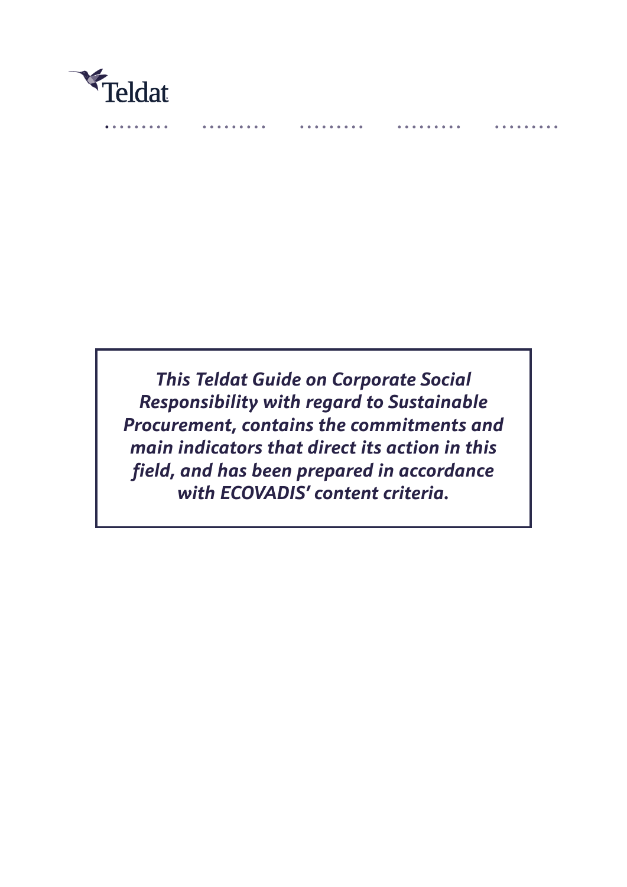Teldat

*This Teldat Guide on Corporate Social Responsibility with regard to Sustainable Procurement, contains the commitments and main indicators that direct its action in this field, and has been prepared in accordance with ECOVADIS' content criteria.*